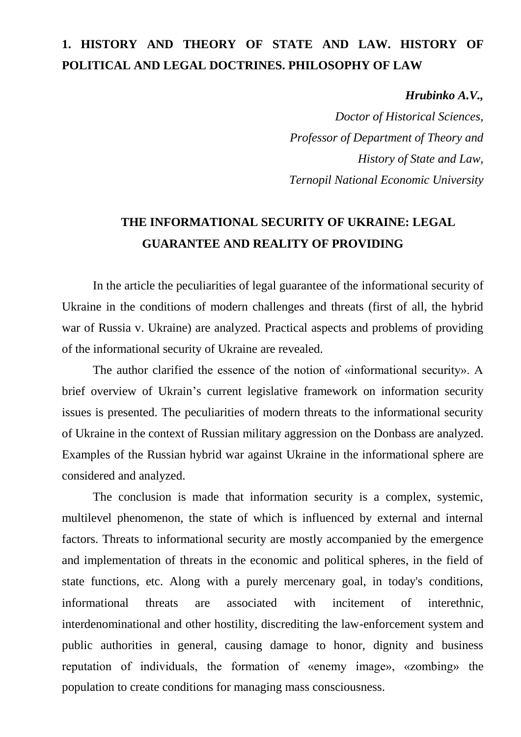# 1. HISTORY AND THEORY OF STATE AND LAW. HISTORY OF POLITICAL AND LEGAL DOCTRINES. PHILOSOPHY OF LAW

***Hrubinko A.V.,***

*Doctor of Historical Sciences,*
*Professor of Department of Theory and*
*History of State and Law,*
*Ternopil National Economic University*

## THE INFORMATIONAL SECURITY OF UKRAINE: LEGAL GUARANTEE AND REALITY OF PROVIDING

In the article the peculiarities of legal guarantee of the informational security of Ukraine in the conditions of modern challenges and threats (first of all, the hybrid war of Russia v. Ukraine) are analyzed. Practical aspects and problems of providing of the informational security of Ukraine are revealed.

The author clarified the essence of the notion of «informational security». A brief overview of Ukrain's current legislative framework on information security issues is presented. The peculiarities of modern threats to the informational security of Ukraine in the context of Russian military aggression on the Donbass are analyzed. Examples of the Russian hybrid war against Ukraine in the informational sphere are considered and analyzed.

The conclusion is made that information security is a complex, systemic, multilevel phenomenon, the state of which is influenced by external and internal factors. Threats to informational security are mostly accompanied by the emergence and implementation of threats in the economic and political spheres, in the field of state functions, etc. Along with a purely mercenary goal, in today's conditions, informational threats are associated with incitement of interethnic, interdenominational and other hostility, discrediting the law-enforcement system and public authorities in general, causing damage to honor, dignity and business reputation of individuals, the formation of «enemy image», «zombing» the population to create conditions for managing mass consciousness.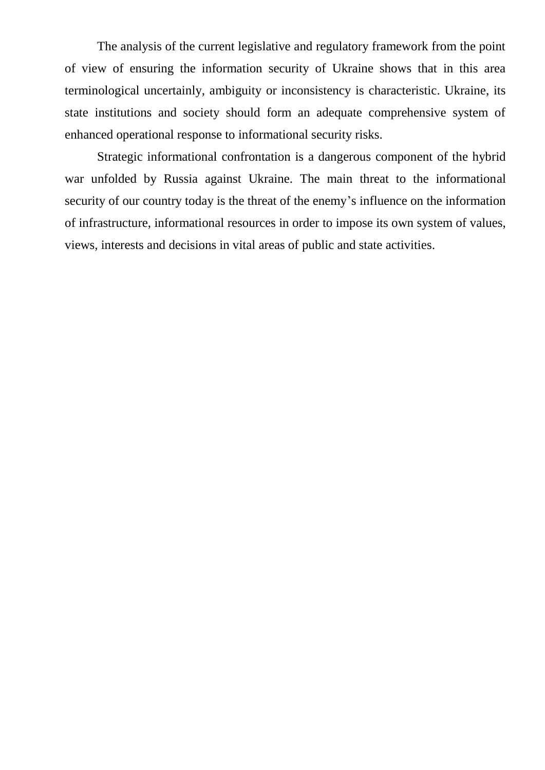The analysis of the current legislative and regulatory framework from the point of view of ensuring the information security of Ukraine shows that in this area terminological uncertainly, ambiguity or inconsistency is characteristic. Ukraine, its state institutions and society should form an adequate comprehensive system of enhanced operational response to informational security risks.

Strategic informational confrontation is a dangerous component of the hybrid war unfolded by Russia against Ukraine. The main threat to the informational security of our country today is the threat of the enemy's influence on the information of infrastructure, informational resources in order to impose its own system of values, views, interests and decisions in vital areas of public and state activities.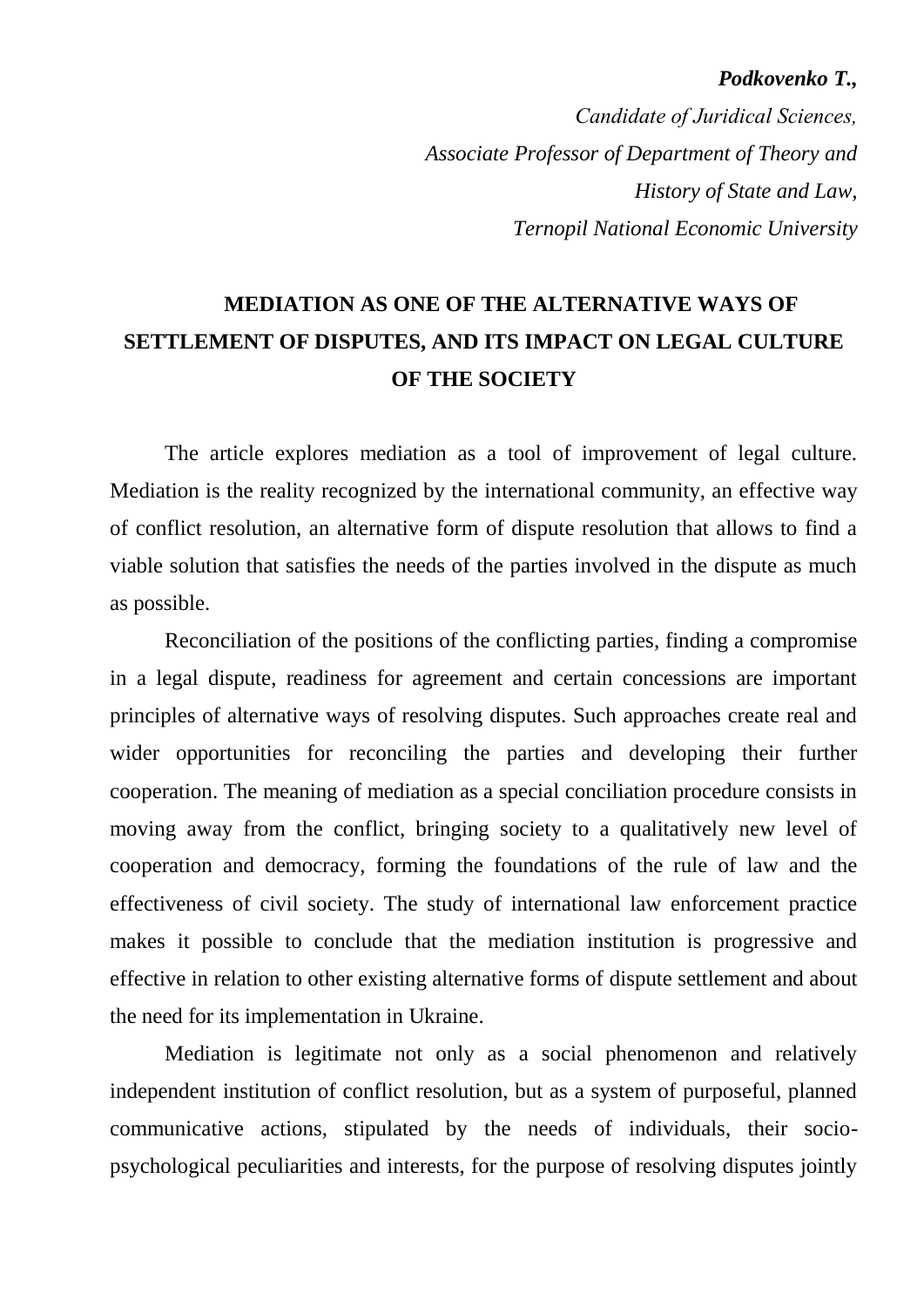***Podkovenko T.,***

*Candidate of Juridical Sciences,*

*Associate Professor of Department of Theory and History of State and Law,*

*Ternopil National Economic University*

# MEDIATION AS ONE OF THE ALTERNATIVE WAYS OF SETTLEMENT OF DISPUTES, AND ITS IMPACT ON LEGAL CULTURE OF THE SOCIETY

The article explores mediation as a tool of improvement of legal culture. Mediation is the reality recognized by the international community, an effective way of conflict resolution, an alternative form of dispute resolution that allows to find a viable solution that satisfies the needs of the parties involved in the dispute as much as possible.

Reconciliation of the positions of the conflicting parties, finding a compromise in a legal dispute, readiness for agreement and certain concessions are important principles of alternative ways of resolving disputes. Such approaches create real and wider opportunities for reconciling the parties and developing their further cooperation. The meaning of mediation as a special conciliation procedure consists in moving away from the conflict, bringing society to a qualitatively new level of cooperation and democracy, forming the foundations of the rule of law and the effectiveness of civil society. The study of international law enforcement practice makes it possible to conclude that the mediation institution is progressive and effective in relation to other existing alternative forms of dispute settlement and about the need for its implementation in Ukraine.

Mediation is legitimate not only as a social phenomenon and relatively independent institution of conflict resolution, but as a system of purposeful, planned communicative actions, stipulated by the needs of individuals, their socio-psychological peculiarities and interests, for the purpose of resolving disputes jointly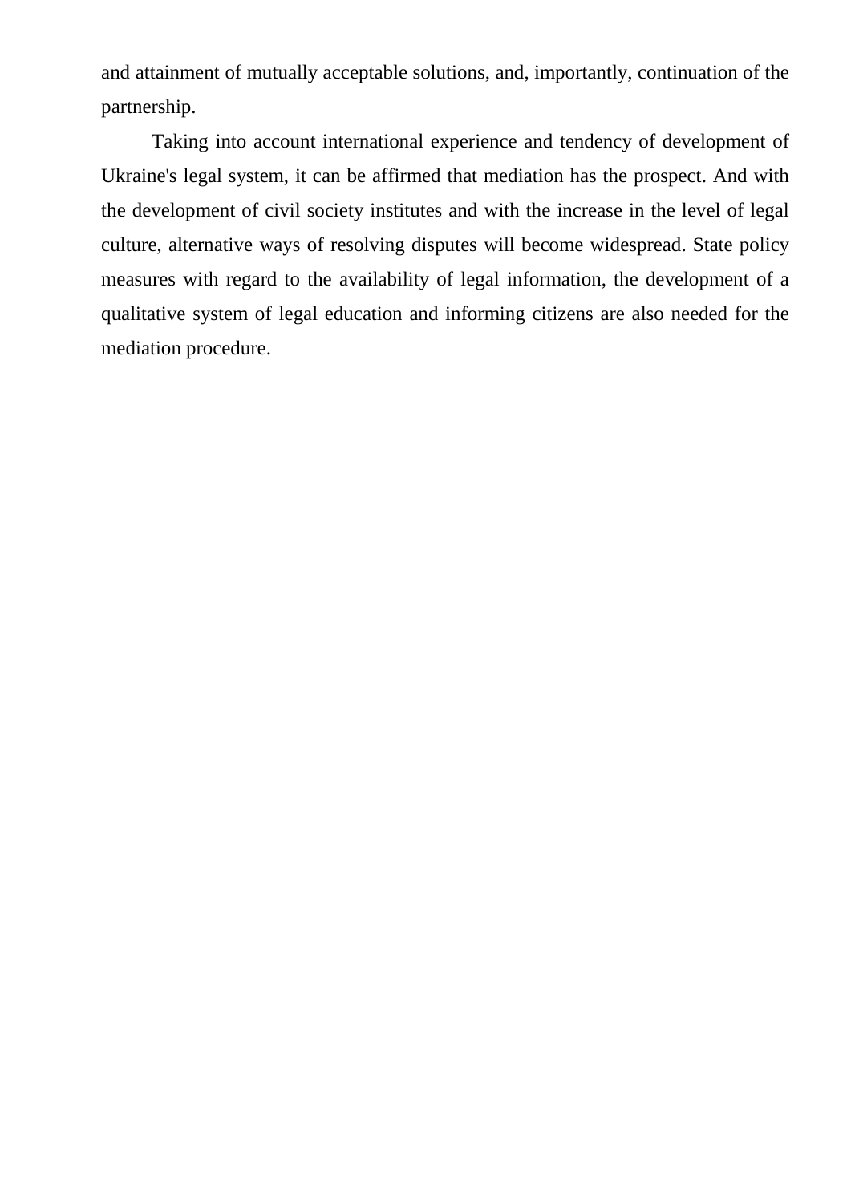and attainment of mutually acceptable solutions, and, importantly, continuation of the partnership.

Taking into account international experience and tendency of development of Ukraine's legal system, it can be affirmed that mediation has the prospect. And with the development of civil society institutes and with the increase in the level of legal culture, alternative ways of resolving disputes will become widespread. State policy measures with regard to the availability of legal information, the development of a qualitative system of legal education and informing citizens are also needed for the mediation procedure.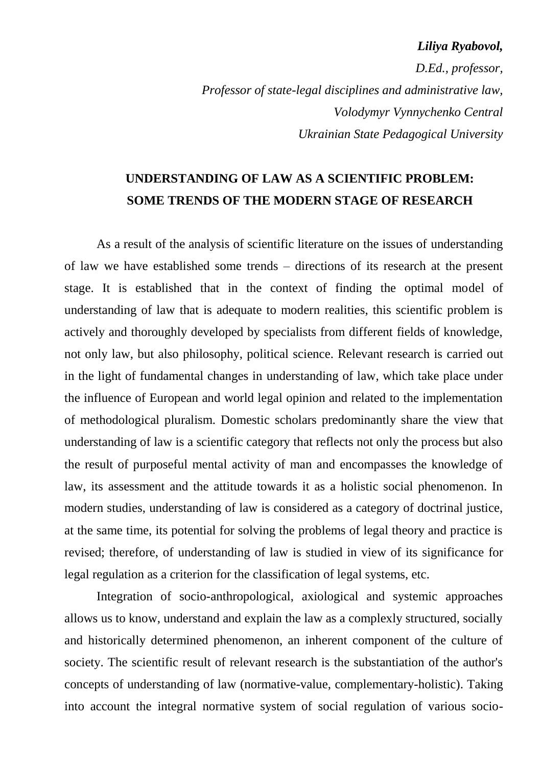***Liliya Ryabovol,***

*D.Ed., professor,*

*Professor of state-legal disciplines and administrative law,*

*Volodymyr Vynnychenko Central*

*Ukrainian State Pedagogical University*

## UNDERSTANDING OF LAW AS A SCIENTIFIC PROBLEM: SOME TRENDS OF THE MODERN STAGE OF RESEARCH

As a result of the analysis of scientific literature on the issues of understanding of law we have established some trends – directions of its research at the present stage. It is established that in the context of finding the optimal model of understanding of law that is adequate to modern realities, this scientific problem is actively and thoroughly developed by specialists from different fields of knowledge, not only law, but also philosophy, political science. Relevant research is carried out in the light of fundamental changes in understanding of law, which take place under the influence of European and world legal opinion and related to the implementation of methodological pluralism. Domestic scholars predominantly share the view that understanding of law is a scientific category that reflects not only the process but also the result of purposeful mental activity of man and encompasses the knowledge of law, its assessment and the attitude towards it as a holistic social phenomenon. In modern studies, understanding of law is considered as a category of doctrinal justice, at the same time, its potential for solving the problems of legal theory and practice is revised; therefore, of understanding of law is studied in view of its significance for legal regulation as a criterion for the classification of legal systems, etc.

Integration of socio-anthropological, axiological and systemic approaches allows us to know, understand and explain the law as a complexly structured, socially and historically determined phenomenon, an inherent component of the culture of society. The scientific result of relevant research is the substantiation of the author's concepts of understanding of law (normative-value, complementary-holistic). Taking into account the integral normative system of social regulation of various socio-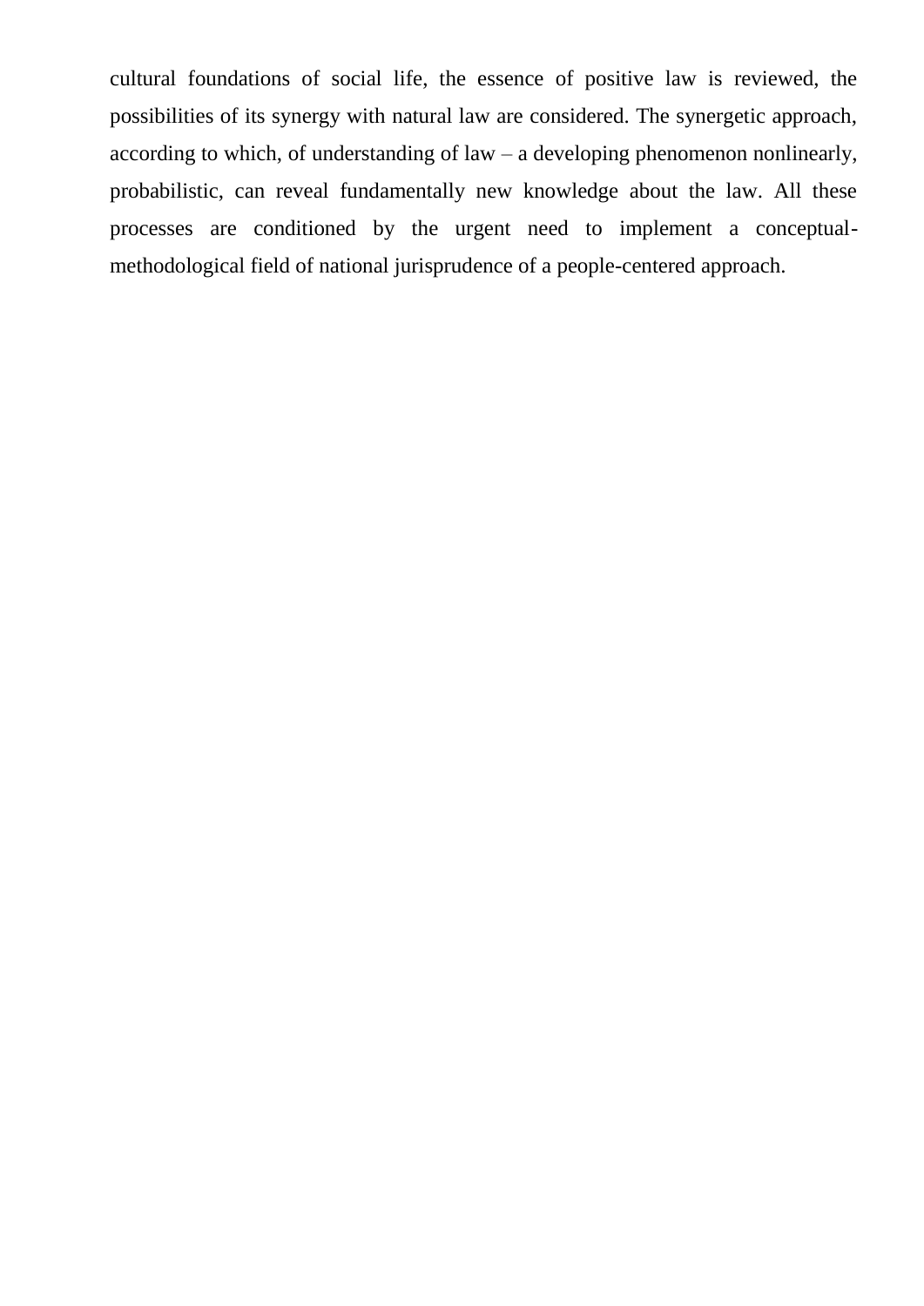cultural foundations of social life, the essence of positive law is reviewed, the possibilities of its synergy with natural law are considered. The synergetic approach, according to which, of understanding of law – a developing phenomenon nonlinearly, probabilistic, can reveal fundamentally new knowledge about the law. All these processes are conditioned by the urgent need to implement a conceptual-methodological field of national jurisprudence of a people-centered approach.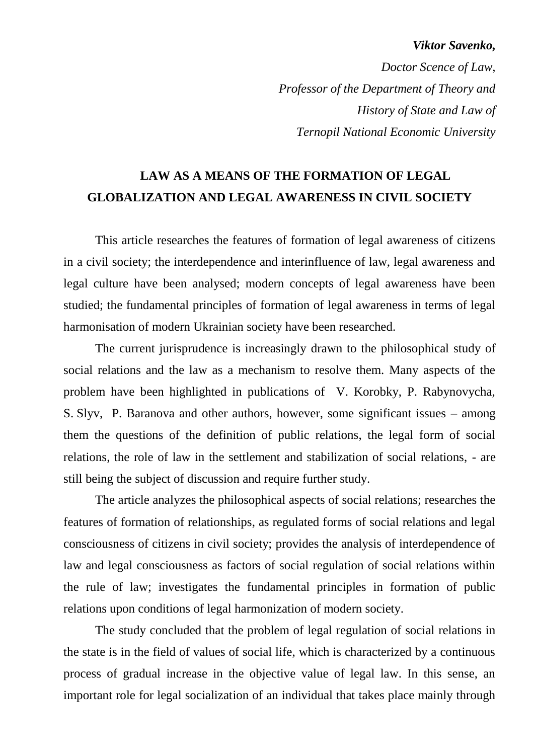***Viktor Savenko,***

*Doctor Scence of Law,*

*Professor of the Department of Theory and*

*History of State and Law of*

*Ternopil National Economic University*

## LAW AS A MEANS OF THE FORMATION OF LEGAL GLOBALIZATION AND LEGAL AWARENESS IN CIVIL SOCIETY

This article researches the features of formation of legal awareness of citizens in a civil society; the interdependence and interinfluence of law, legal awareness and legal culture have been analysed; modern concepts of legal awareness have been studied; the fundamental principles of formation of legal awareness in terms of legal harmonisation of modern Ukrainian society have been researched.

The current jurisprudence is increasingly drawn to the philosophical study of social relations and the law as a mechanism to resolve them. Many aspects of the problem have been highlighted in publications of V. Korobky, P. Rabynovycha, S. Slyv, P. Baranova and other authors, however, some significant issues – among them the questions of the definition of public relations, the legal form of social relations, the role of law in the settlement and stabilization of social relations, - are still being the subject of discussion and require further study.

The article analyzes the philosophical aspects of social relations; researches the features of formation of relationships, as regulated forms of social relations and legal consciousness of citizens in civil society; provides the analysis of interdependence of law and legal consciousness as factors of social regulation of social relations within the rule of law; investigates the fundamental principles in formation of public relations upon conditions of legal harmonization of modern society.

The study concluded that the problem of legal regulation of social relations in the state is in the field of values of social life, which is characterized by a continuous process of gradual increase in the objective value of legal law. In this sense, an important role for legal socialization of an individual that takes place mainly through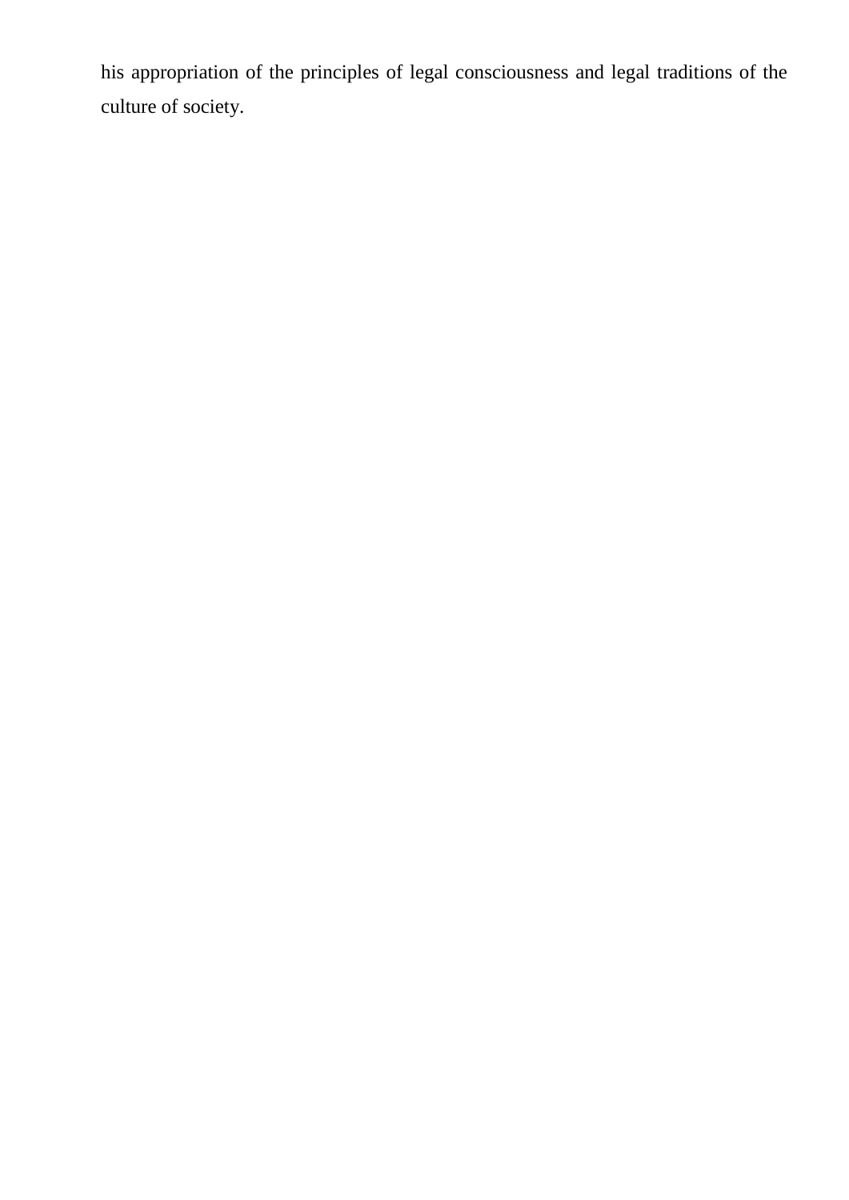his appropriation of the principles of legal consciousness and legal traditions of the culture of society.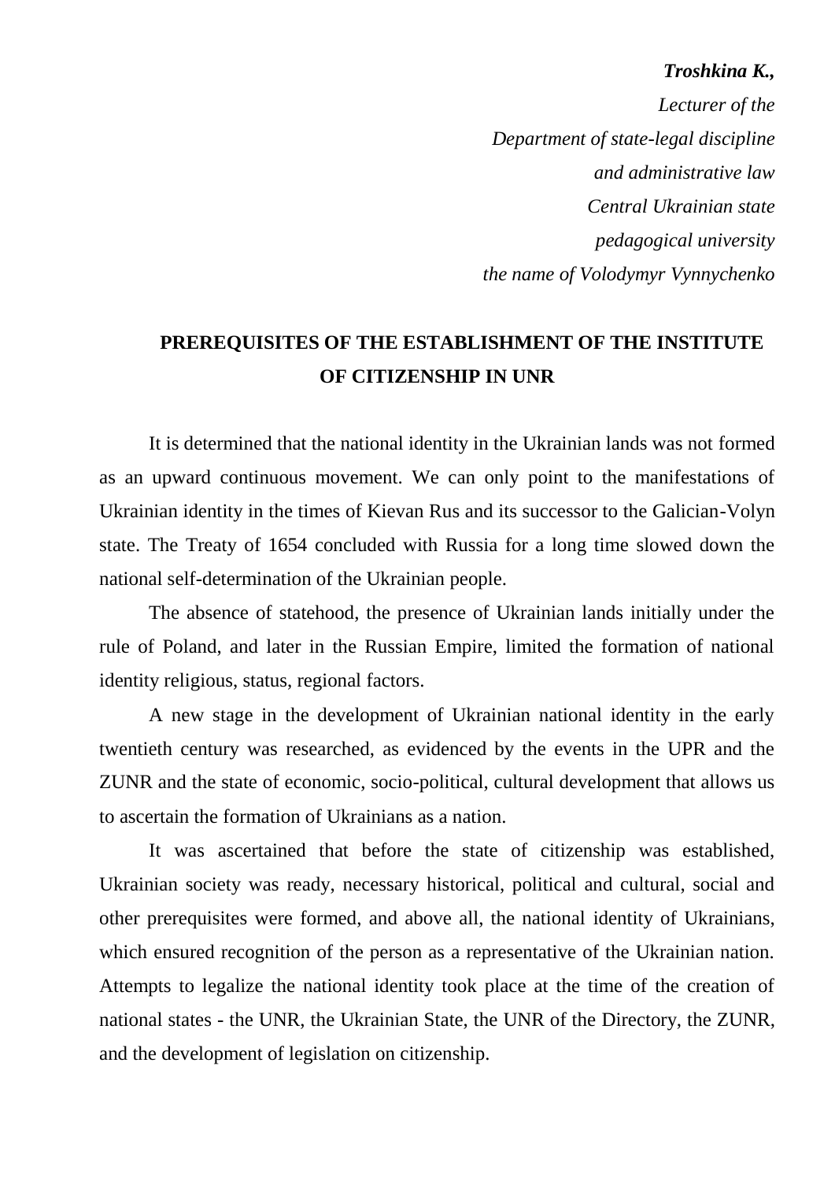***Troshkina K.,***

*Lecturer of the*

*Department of state-legal discipline*

*and administrative law*

*Central Ukrainian state*

*pedagogical university*

*the name of Volodymyr Vynnychenko*

## PREREQUISITES OF THE ESTABLISHMENT OF THE INSTITUTE OF CITIZENSHIP IN UNR

It is determined that the national identity in the Ukrainian lands was not formed as an upward continuous movement. We can only point to the manifestations of Ukrainian identity in the times of Kievan Rus and its successor to the Galician-Volyn state. The Treaty of 1654 concluded with Russia for a long time slowed down the national self-determination of the Ukrainian people.

The absence of statehood, the presence of Ukrainian lands initially under the rule of Poland, and later in the Russian Empire, limited the formation of national identity religious, status, regional factors.

A new stage in the development of Ukrainian national identity in the early twentieth century was researched, as evidenced by the events in the UPR and the ZUNR and the state of economic, socio-political, cultural development that allows us to ascertain the formation of Ukrainians as a nation.

It was ascertained that before the state of citizenship was established, Ukrainian society was ready, necessary historical, political and cultural, social and other prerequisites were formed, and above all, the national identity of Ukrainians, which ensured recognition of the person as a representative of the Ukrainian nation. Attempts to legalize the national identity took place at the time of the creation of national states - the UNR, the Ukrainian State, the UNR of the Directory, the ZUNR, and the development of legislation on citizenship.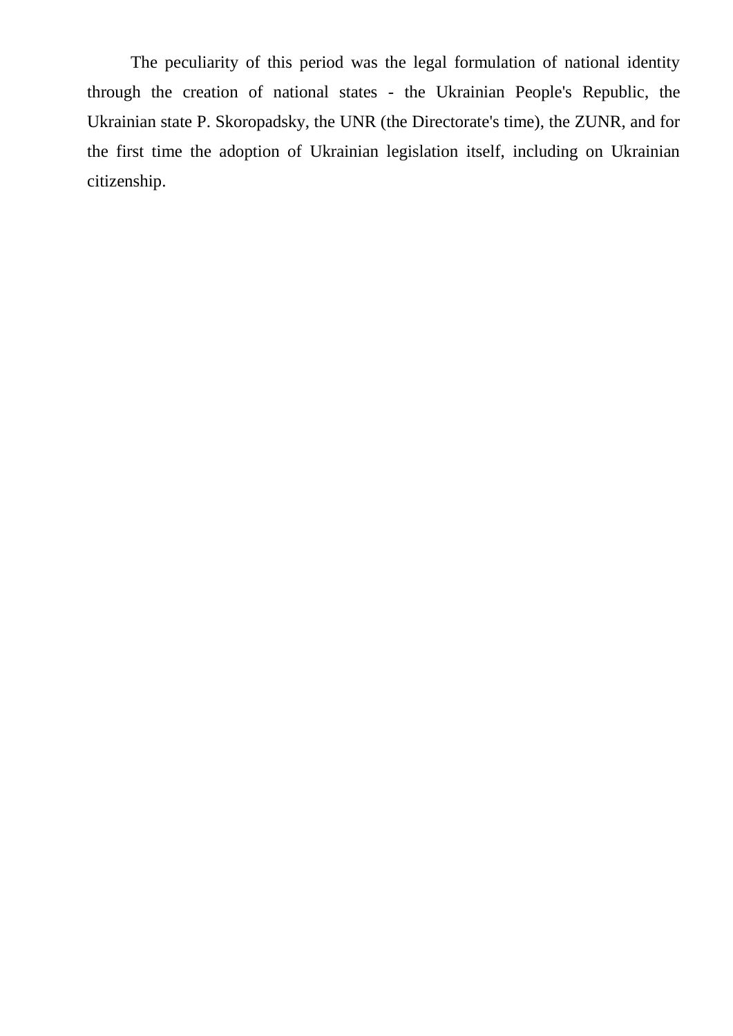The peculiarity of this period was the legal formulation of national identity through the creation of national states - the Ukrainian People's Republic, the Ukrainian state P. Skoropadsky, the UNR (the Directorate's time), the ZUNR, and for the first time the adoption of Ukrainian legislation itself, including on Ukrainian citizenship.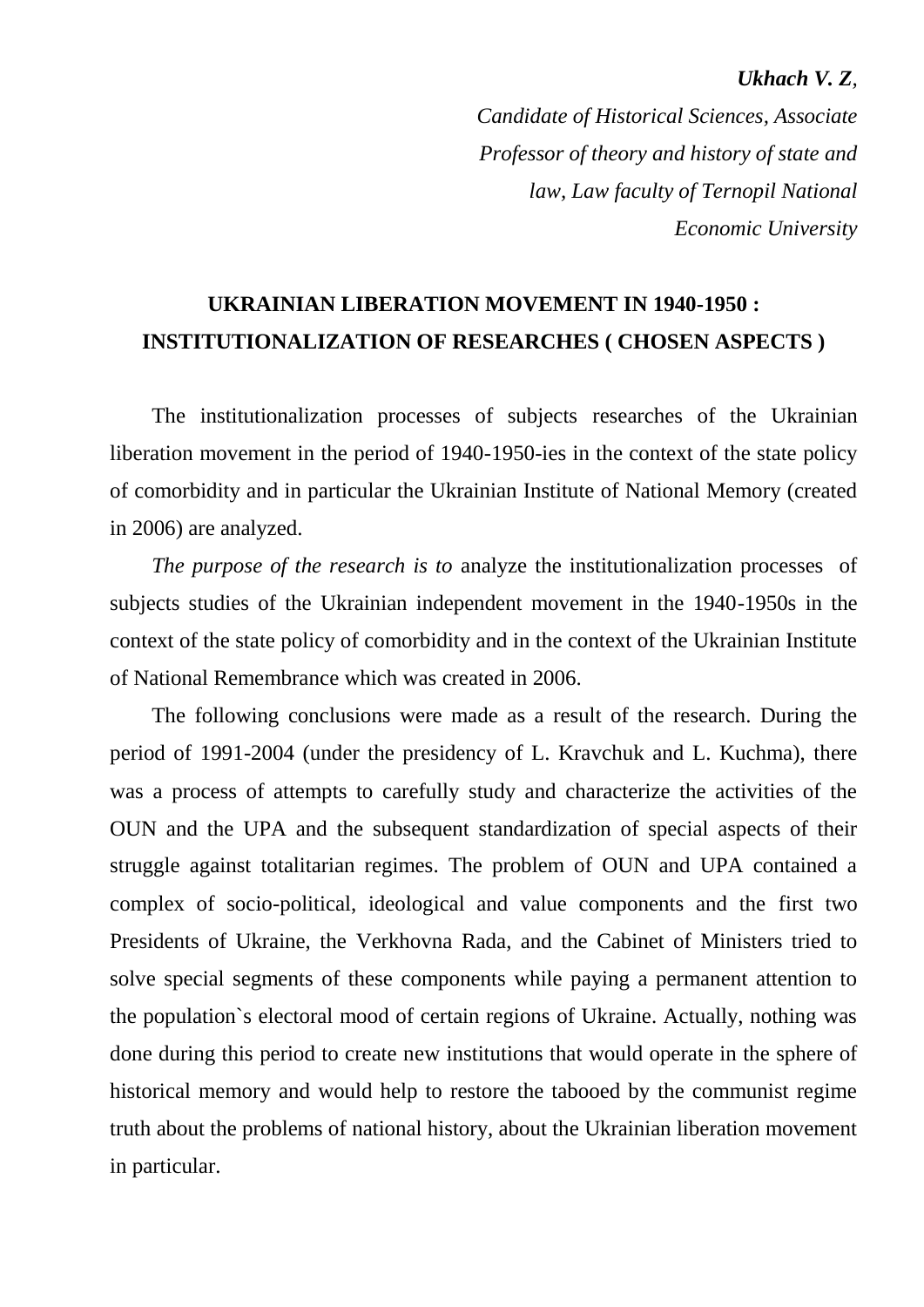***Ukhach V. Z**,*

*Candidate of Historical Sciences, Associate Professor of theory and history of state and law, Law faculty of Ternopil National Economic University*

## UKRAINIAN LIBERATION MOVEMENT IN 1940-1950 : INSTITUTIONALIZATION OF RESEARCHES ( CHOSEN ASPECTS )

The institutionalization processes of subjects researches of the Ukrainian liberation movement in the period of 1940-1950-ies in the context of the state policy of comorbidity and in particular the Ukrainian Institute of National Memory (created in 2006) are analyzed.

*The purpose of the research is to* analyze the institutionalization processes of subjects studies of the Ukrainian independent movement in the 1940-1950s in the context of the state policy of comorbidity and in the context of the Ukrainian Institute of National Remembrance which was created in 2006.

The following conclusions were made as a result of the research. During the period of 1991-2004 (under the presidency of L. Kravchuk and L. Kuchma), there was a process of attempts to carefully study and characterize the activities of the OUN and the UPA and the subsequent standardization of special aspects of their struggle against totalitarian regimes. The problem of OUN and UPA contained a complex of socio-political, ideological and value components and the first two Presidents of Ukraine, the Verkhovna Rada, and the Cabinet of Ministers tried to solve special segments of these components while paying a permanent attention to the population`s electoral mood of certain regions of Ukraine. Actually, nothing was done during this period to create new institutions that would operate in the sphere of historical memory and would help to restore the tabooed by the communist regime truth about the problems of national history, about the Ukrainian liberation movement in particular.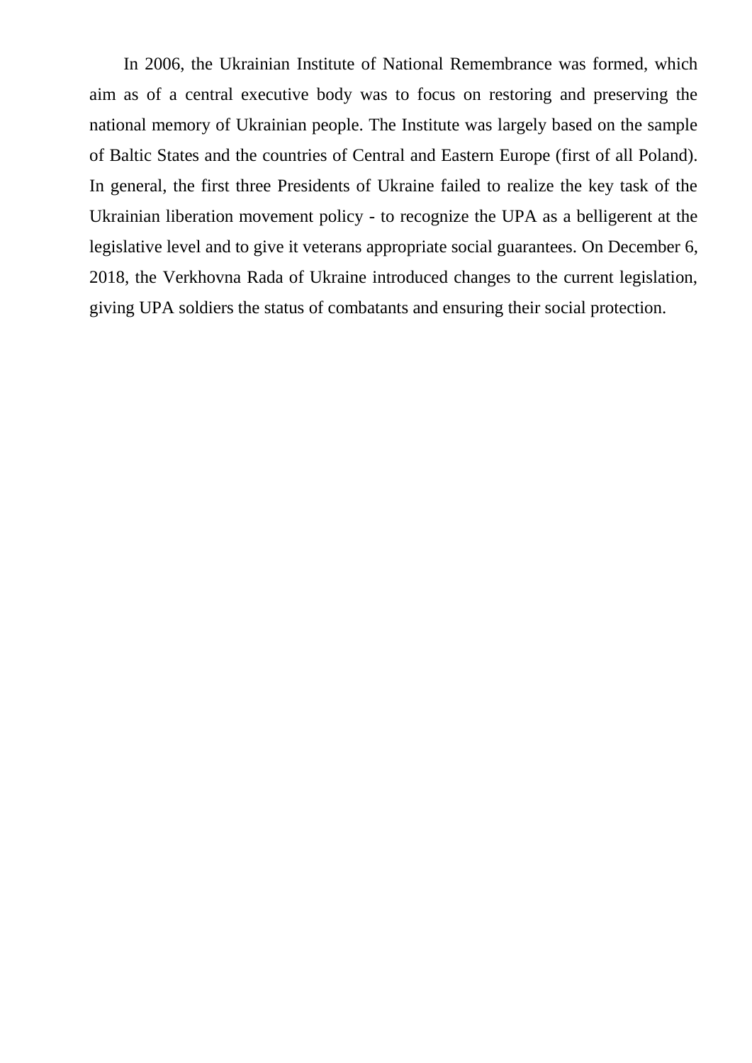In 2006, the Ukrainian Institute of National Remembrance was formed, which aim as of a central executive body was to focus on restoring and preserving the national memory of Ukrainian people. The Institute was largely based on the sample of Baltic States and the countries of Central and Eastern Europe (first of all Poland). In general, the first three Presidents of Ukraine failed to realize the key task of the Ukrainian liberation movement policy - to recognize the UPA as a belligerent at the legislative level and to give it veterans appropriate social guarantees. On December 6, 2018, the Verkhovna Rada of Ukraine introduced changes to the current legislation, giving UPA soldiers the status of combatants and ensuring their social protection.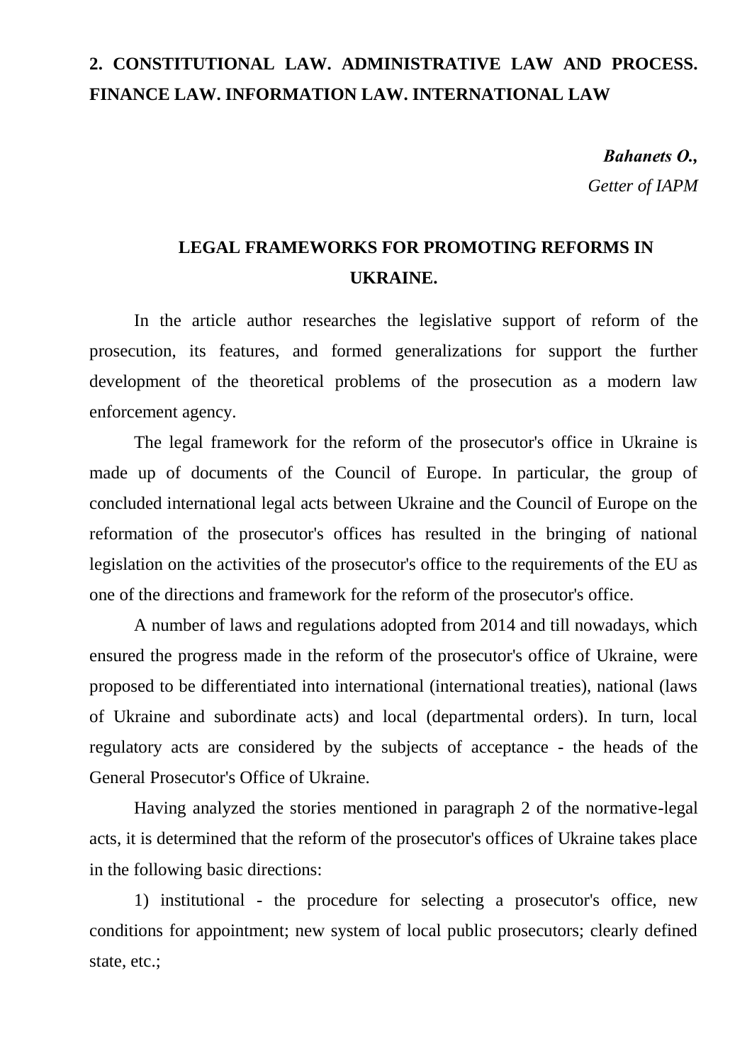## 2. CONSTITUTIONAL LAW. ADMINISTRATIVE LAW AND PROCESS. FINANCE LAW. INFORMATION LAW. INTERNATIONAL LAW

***Bahanets O.,***
*Getter of IAPM*

### LEGAL FRAMEWORKS FOR PROMOTING REFORMS IN UKRAINE.

In the article author researches the legislative support of reform of the prosecution, its features, and formed generalizations for support the further development of the theoretical problems of the prosecution as a modern law enforcement agency.

The legal framework for the reform of the prosecutor's office in Ukraine is made up of documents of the Council of Europe. In particular, the group of concluded international legal acts between Ukraine and the Council of Europe on the reformation of the prosecutor's offices has resulted in the bringing of national legislation on the activities of the prosecutor's office to the requirements of the EU as one of the directions and framework for the reform of the prosecutor's office.

A number of laws and regulations adopted from 2014 and till nowadays, which ensured the progress made in the reform of the prosecutor's office of Ukraine, were proposed to be differentiated into international (international treaties), national (laws of Ukraine and subordinate acts) and local (departmental orders). In turn, local regulatory acts are considered by the subjects of acceptance - the heads of the General Prosecutor's Office of Ukraine.

Having analyzed the stories mentioned in paragraph 2 of the normative-legal acts, it is determined that the reform of the prosecutor's offices of Ukraine takes place in the following basic directions:

1) institutional - the procedure for selecting a prosecutor's office, new conditions for appointment; new system of local public prosecutors; clearly defined state, etc.;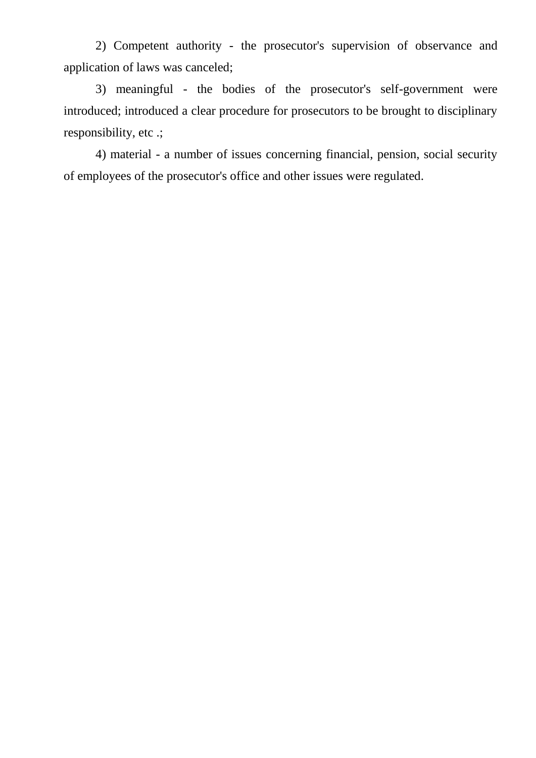2) Competent authority - the prosecutor's supervision of observance and application of laws was canceled;

3) meaningful - the bodies of the prosecutor's self-government were introduced; introduced a clear procedure for prosecutors to be brought to disciplinary responsibility, etc .;

4) material - a number of issues concerning financial, pension, social security of employees of the prosecutor's office and other issues were regulated.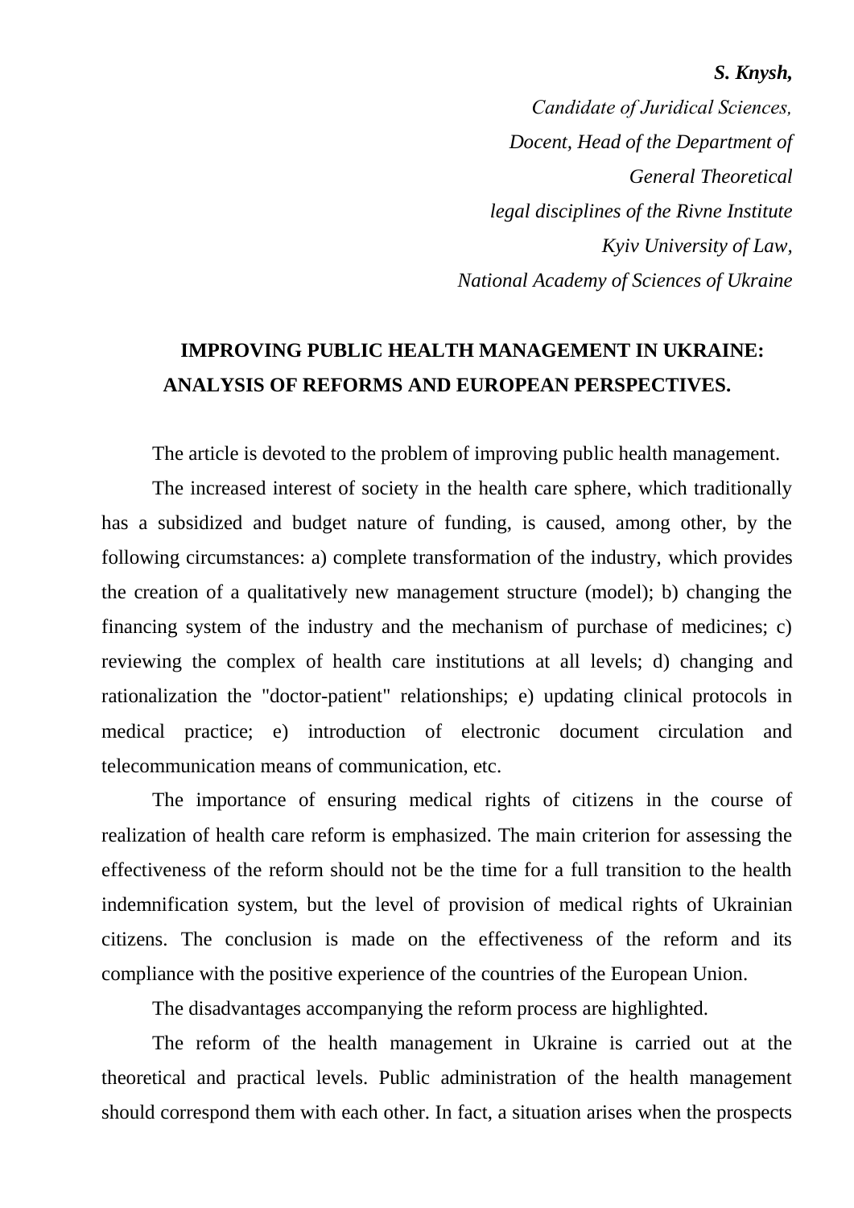***S. Knysh,***

*Candidate of Juridical Sciences,*

*Docent, Head of the Department of*

*General Theoretical*

*legal disciplines of the Rivne Institute*

*Kyiv University of Law,*

*National Academy of Sciences of Ukraine*

## IMPROVING PUBLIC HEALTH MANAGEMENT IN UKRAINE: ANALYSIS OF REFORMS AND EUROPEAN PERSPECTIVES.

The article is devoted to the problem of improving public health management.

The increased interest of society in the health care sphere, which traditionally has a subsidized and budget nature of funding, is caused, among other, by the following circumstances: a) complete transformation of the industry, which provides the creation of a qualitatively new management structure (model); b) changing the financing system of the industry and the mechanism of purchase of medicines; c) reviewing the complex of health care institutions at all levels; d) changing and rationalization the "doctor-patient" relationships; e) updating clinical protocols in medical practice; e) introduction of electronic document circulation and telecommunication means of communication, etc.

The importance of ensuring medical rights of citizens in the course of realization of health care reform is emphasized. The main criterion for assessing the effectiveness of the reform should not be the time for a full transition to the health indemnification system, but the level of provision of medical rights of Ukrainian citizens. The conclusion is made on the effectiveness of the reform and its compliance with the positive experience of the countries of the European Union.

The disadvantages accompanying the reform process are highlighted.

The reform of the health management in Ukraine is carried out at the theoretical and practical levels. Public administration of the health management should correspond them with each other. In fact, a situation arises when the prospects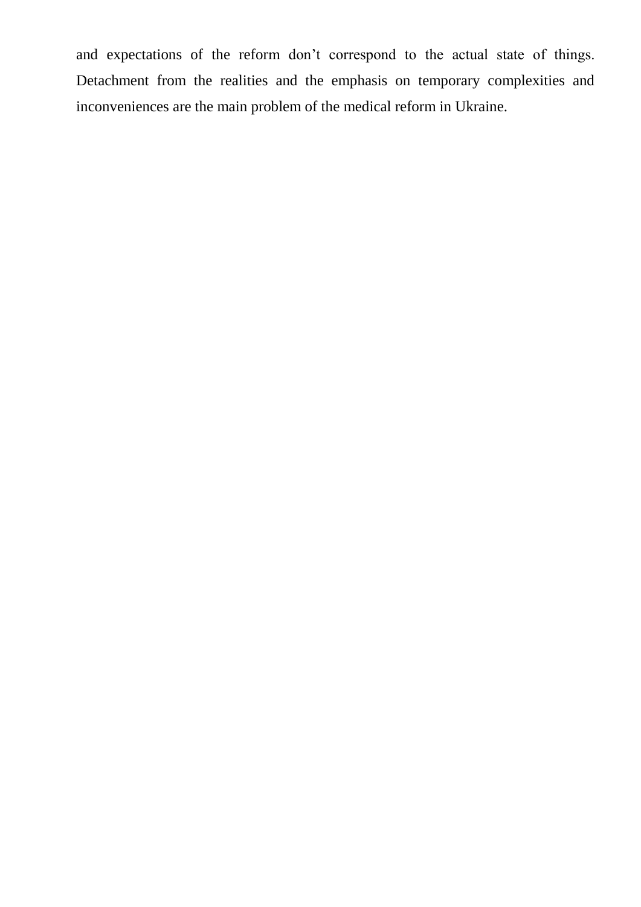and expectations of the reform don’t correspond to the actual state of things. Detachment from the realities and the emphasis on temporary complexities and inconveniences are the main problem of the medical reform in Ukraine.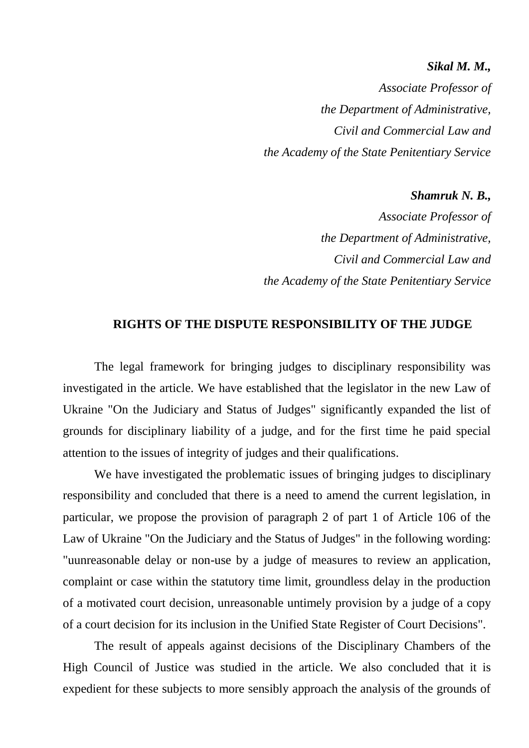***Sikal M. M.,***

*Associate Professor of*
*the Department of Administrative,*
*Civil and Commercial Law and*
*the Academy of the State Penitentiary Service*

***Shamruk N. B.,***

*Associate Professor of*
*the Department of Administrative,*
*Civil and Commercial Law and*
*the Academy of the State Penitentiary Service*

## RIGHTS OF THE DISPUTE RESPONSIBILITY OF THE JUDGE

The legal framework for bringing judges to disciplinary responsibility was investigated in the article. We have established that the legislator in the new Law of Ukraine "On the Judiciary and Status of Judges" significantly expanded the list of grounds for disciplinary liability of a judge, and for the first time he paid special attention to the issues of integrity of judges and their qualifications.

We have investigated the problematic issues of bringing judges to disciplinary responsibility and concluded that there is a need to amend the current legislation, in particular, we propose the provision of paragraph 2 of part 1 of Article 106 of the Law of Ukraine "On the Judiciary and the Status of Judges" in the following wording: "uunreasonable delay or non-use by a judge of measures to review an application, complaint or case within the statutory time limit, groundless delay in the production of a motivated court decision, unreasonable untimely provision by a judge of a copy of a court decision for its inclusion in the Unified State Register of Court Decisions".

The result of appeals against decisions of the Disciplinary Chambers of the High Council of Justice was studied in the article. We also concluded that it is expedient for these subjects to more sensibly approach the analysis of the grounds of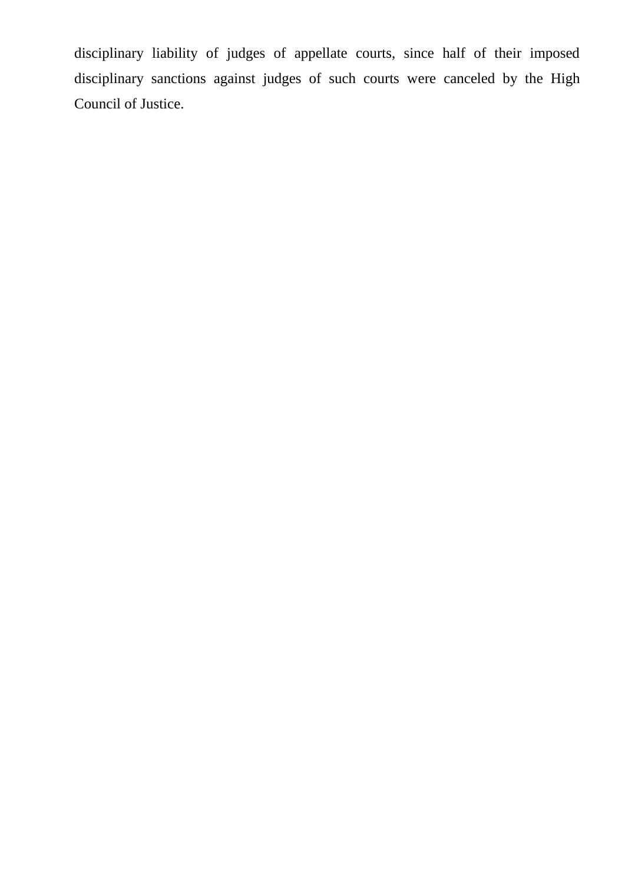disciplinary liability of judges of appellate courts, since half of their imposed disciplinary sanctions against judges of such courts were canceled by the High Council of Justice.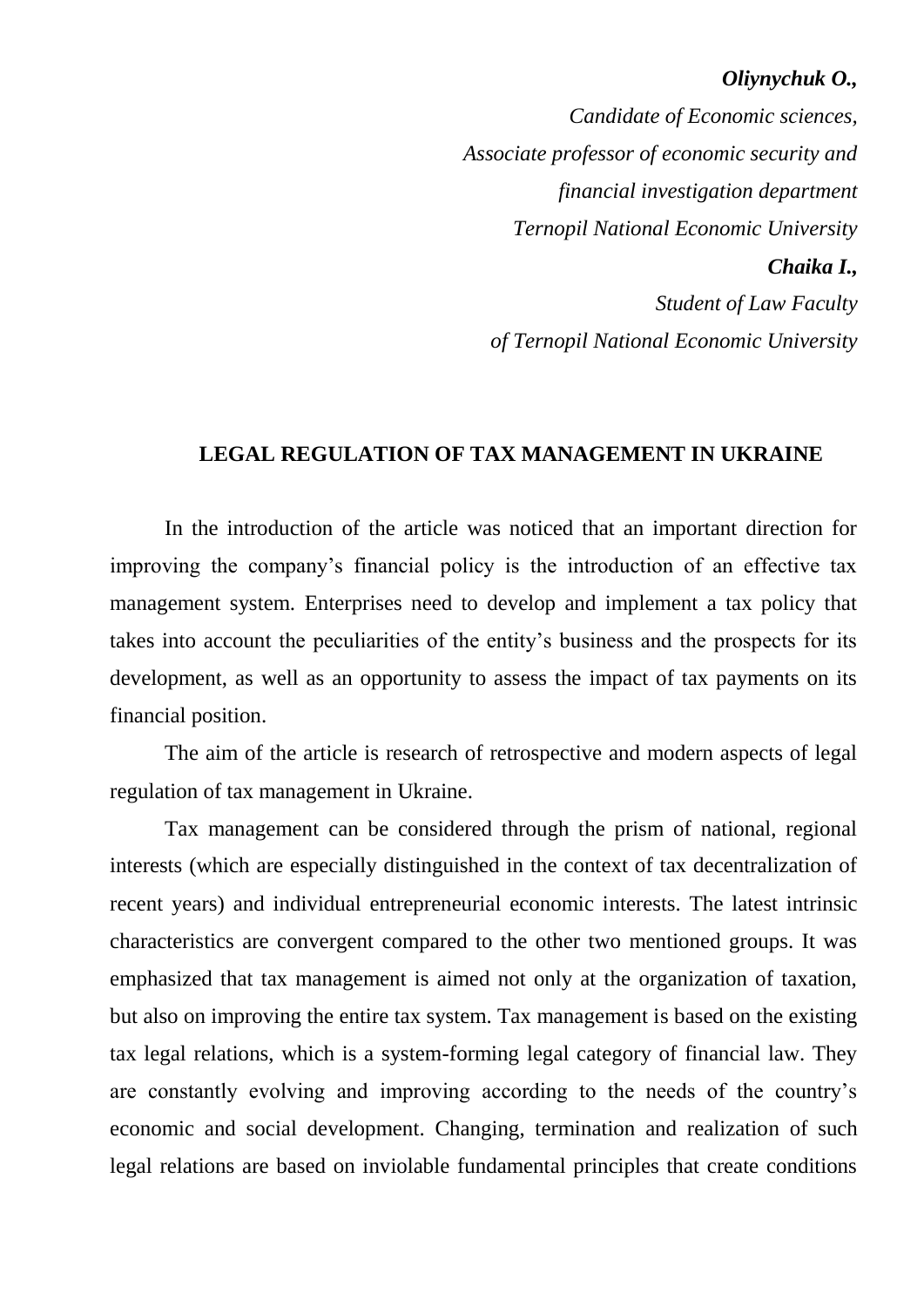***Oliynychuk O.,***

*Candidate of Economic sciences,*
*Associate professor of economic security and*
*financial investigation department*
*Ternopil National Economic University*

***Chaika I.,***

*Student of Law Faculty*
*of Ternopil National Economic University*

## LEGAL REGULATION OF TAX MANAGEMENT IN UKRAINE

In the introduction of the article was noticed that an important direction for improving the company's financial policy is the introduction of an effective tax management system. Enterprises need to develop and implement a tax policy that takes into account the peculiarities of the entity's business and the prospects for its development, as well as an opportunity to assess the impact of tax payments on its financial position.

The aim of the article is research of retrospective and modern aspects of legal regulation of tax management in Ukraine.

Tax management can be considered through the prism of national, regional interests (which are especially distinguished in the context of tax decentralization of recent years) and individual entrepreneurial economic interests. The latest intrinsic characteristics are convergent compared to the other two mentioned groups. It was emphasized that tax management is aimed not only at the organization of taxation, but also on improving the entire tax system. Tax management is based on the existing tax legal relations, which is a system-forming legal category of financial law. They are constantly evolving and improving according to the needs of the country's economic and social development. Changing, termination and realization of such legal relations are based on inviolable fundamental principles that create conditions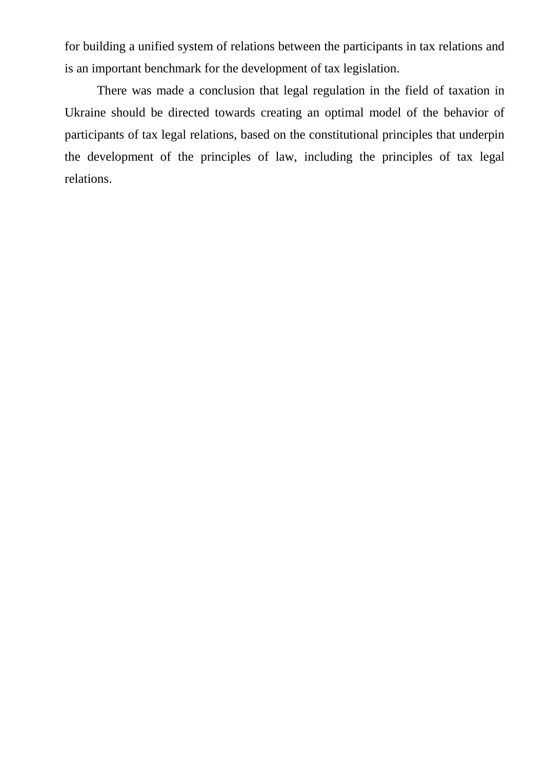for building a unified system of relations between the participants in tax relations and is an important benchmark for the development of tax legislation.

There was made a conclusion that legal regulation in the field of taxation in Ukraine should be directed towards creating an optimal model of the behavior of participants of tax legal relations, based on the constitutional principles that underpin the development of the principles of law, including the principles of tax legal relations.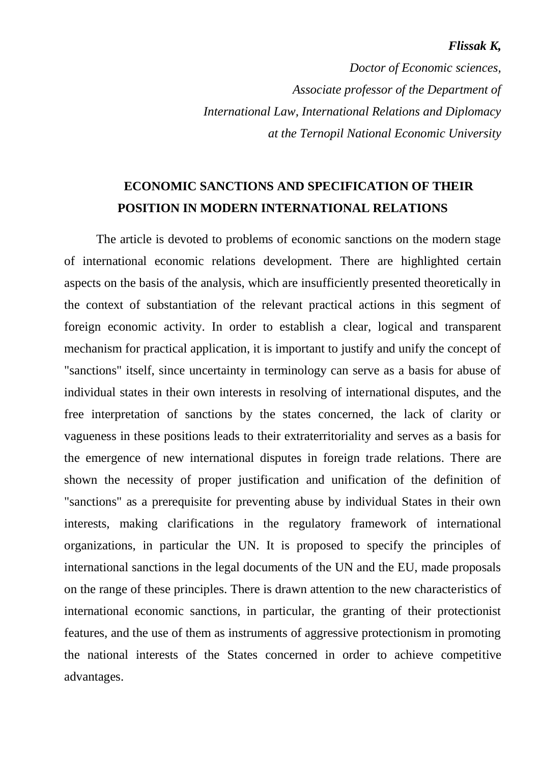***Flissak K,***

*Doctor of Economic sciences,*
*Associate professor of the Department of*
*International Law, International Relations and Diplomacy*
*at the Ternopil National Economic University*

## ECONOMIC SANCTIONS AND SPECIFICATION OF THEIR POSITION IN MODERN INTERNATIONAL RELATIONS

The article is devoted to problems of economic sanctions on the modern stage of international economic relations development. There are highlighted certain aspects on the basis of the analysis, which are insufficiently presented theoretically in the context of substantiation of the relevant practical actions in this segment of foreign economic activity. In order to establish a clear, logical and transparent mechanism for practical application, it is important to justify and unify the concept of "sanctions" itself, since uncertainty in terminology can serve as a basis for abuse of individual states in their own interests in resolving of international disputes, and the free interpretation of sanctions by the states concerned, the lack of clarity or vagueness in these positions leads to their extraterritoriality and serves as a basis for the emergence of new international disputes in foreign trade relations. There are shown the necessity of proper justification and unification of the definition of "sanctions" as a prerequisite for preventing abuse by individual States in their own interests, making clarifications in the regulatory framework of international organizations, in particular the UN. It is proposed to specify the principles of international sanctions in the legal documents of the UN and the EU, made proposals on the range of these principles. There is drawn attention to the new characteristics of international economic sanctions, in particular, the granting of their protectionist features, and the use of them as instruments of aggressive protectionism in promoting the national interests of the States concerned in order to achieve competitive advantages.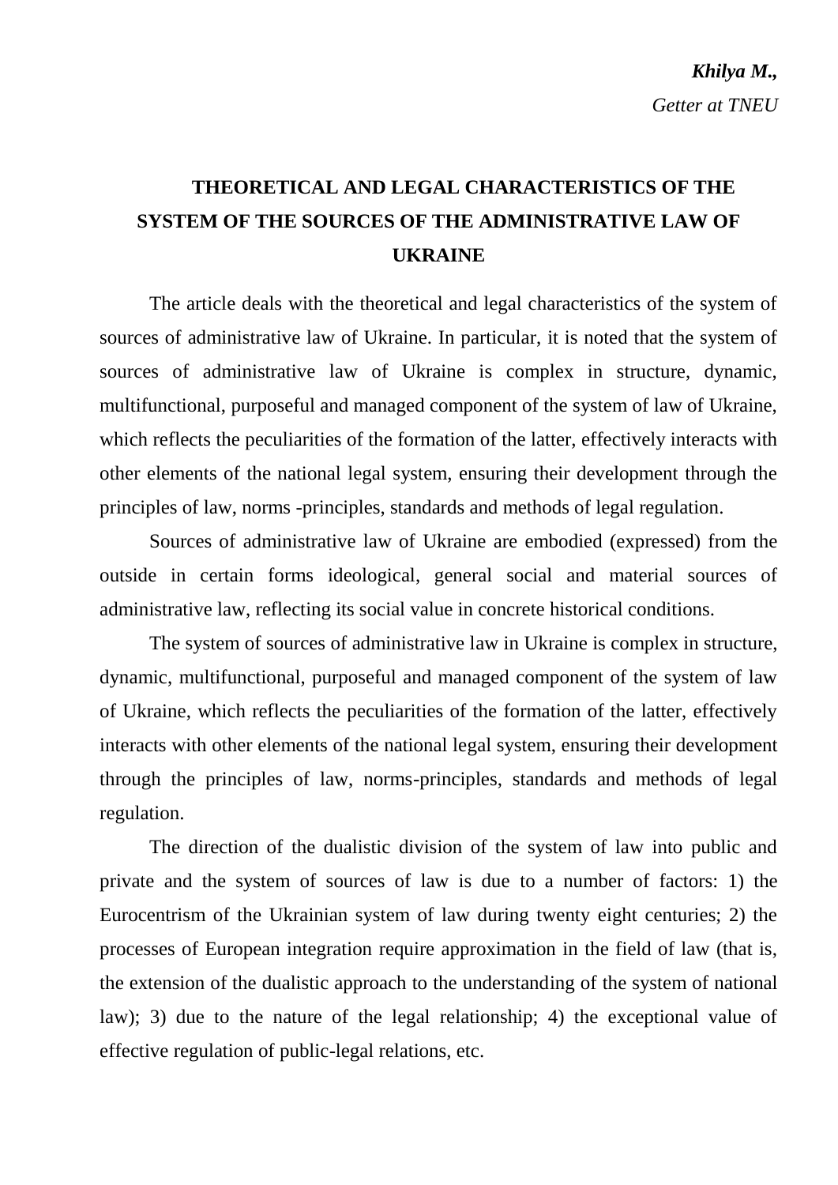***Khilya M.,***

*Getter at TNEU*

# THEORETICAL AND LEGAL CHARACTERISTICS OF THE SYSTEM OF THE SOURCES OF THE ADMINISTRATIVE LAW OF UKRAINE

The article deals with the theoretical and legal characteristics of the system of sources of administrative law of Ukraine. In particular, it is noted that the system of sources of administrative law of Ukraine is complex in structure, dynamic, multifunctional, purposeful and managed component of the system of law of Ukraine, which reflects the peculiarities of the formation of the latter, effectively interacts with other elements of the national legal system, ensuring their development through the principles of law, norms -principles, standards and methods of legal regulation.

Sources of administrative law of Ukraine are embodied (expressed) from the outside in certain forms ideological, general social and material sources of administrative law, reflecting its social value in concrete historical conditions.

The system of sources of administrative law in Ukraine is complex in structure, dynamic, multifunctional, purposeful and managed component of the system of law of Ukraine, which reflects the peculiarities of the formation of the latter, effectively interacts with other elements of the national legal system, ensuring their development through the principles of law, norms-principles, standards and methods of legal regulation.

The direction of the dualistic division of the system of law into public and private and the system of sources of law is due to a number of factors: 1) the Eurocentrism of the Ukrainian system of law during twenty eight centuries; 2) the processes of European integration require approximation in the field of law (that is, the extension of the dualistic approach to the understanding of the system of national law); 3) due to the nature of the legal relationship; 4) the exceptional value of effective regulation of public-legal relations, etc.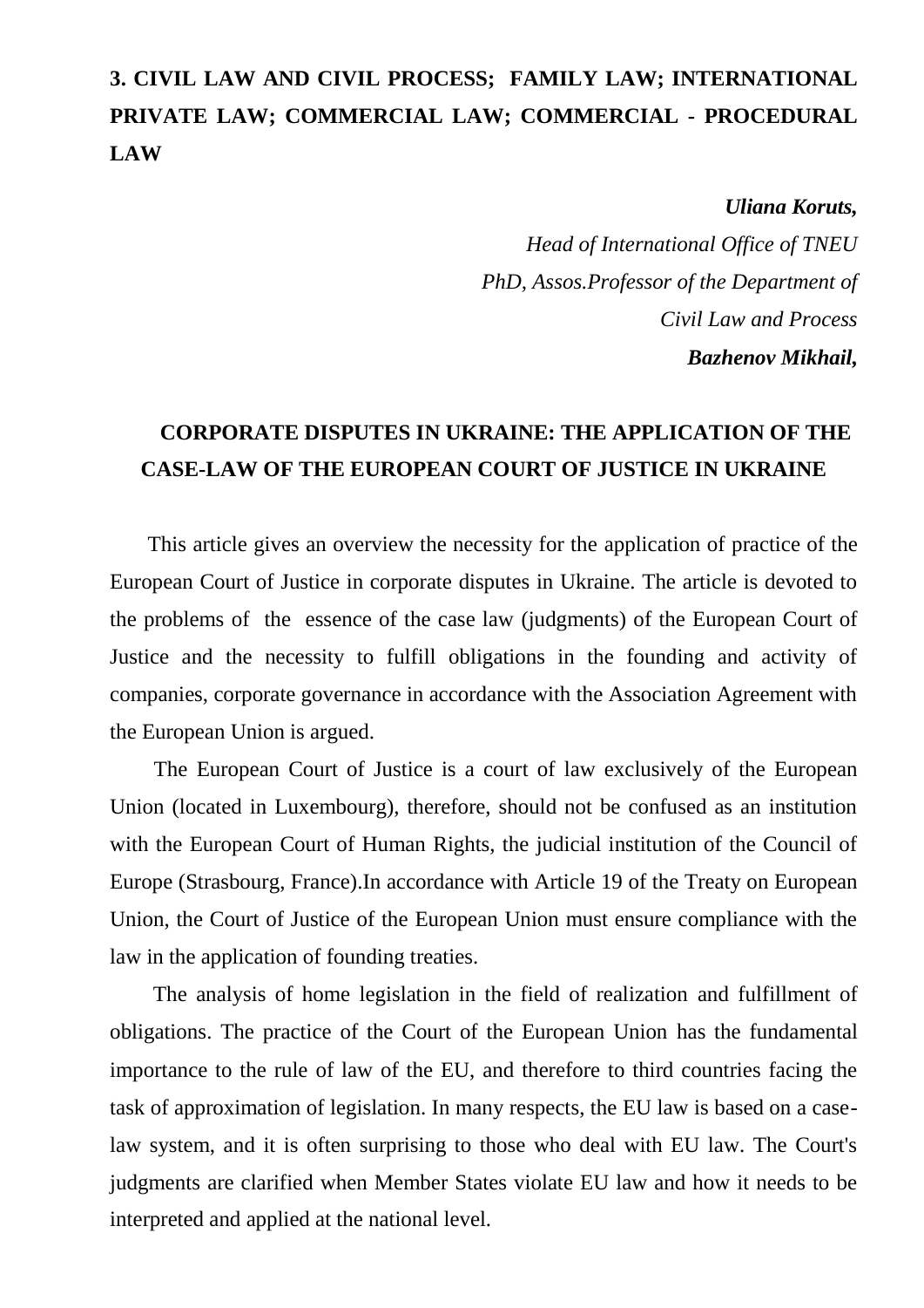## 3. CIVIL LAW AND CIVIL PROCESS; FAMILY LAW; INTERNATIONAL PRIVATE LAW; COMMERCIAL LAW; COMMERCIAL - PROCEDURAL LAW

***Uliana Koruts,***
*Head of International Office of TNEU*
*PhD, Assos.Professor of the Department of Civil Law and Process*
***Bazhenov Mikhail,***

### CORPORATE DISPUTES IN UKRAINE: THE APPLICATION OF THE CASE-LAW OF THE EUROPEAN COURT OF JUSTICE IN UKRAINE

This article gives an overview the necessity for the application of practice of the European Court of Justice in corporate disputes in Ukraine. The article is devoted to the problems of the essence of the case law (judgments) of the European Court of Justice and the necessity to fulfill obligations in the founding and activity of companies, corporate governance in accordance with the Association Agreement with the European Union is argued.

The European Court of Justice is a court of law exclusively of the European Union (located in Luxembourg), therefore, should not be confused as an institution with the European Court of Human Rights, the judicial institution of the Council of Europe (Strasbourg, France).In accordance with Article 19 of the Treaty on European Union, the Court of Justice of the European Union must ensure compliance with the law in the application of founding treaties.

The analysis of home legislation in the field of realization and fulfillment of obligations. The practice of the Court of the European Union has the fundamental importance to the rule of law of the EU, and therefore to third countries facing the task of approximation of legislation. In many respects, the EU law is based on a case-law system, and it is often surprising to those who deal with EU law. The Court's judgments are clarified when Member States violate EU law and how it needs to be interpreted and applied at the national level.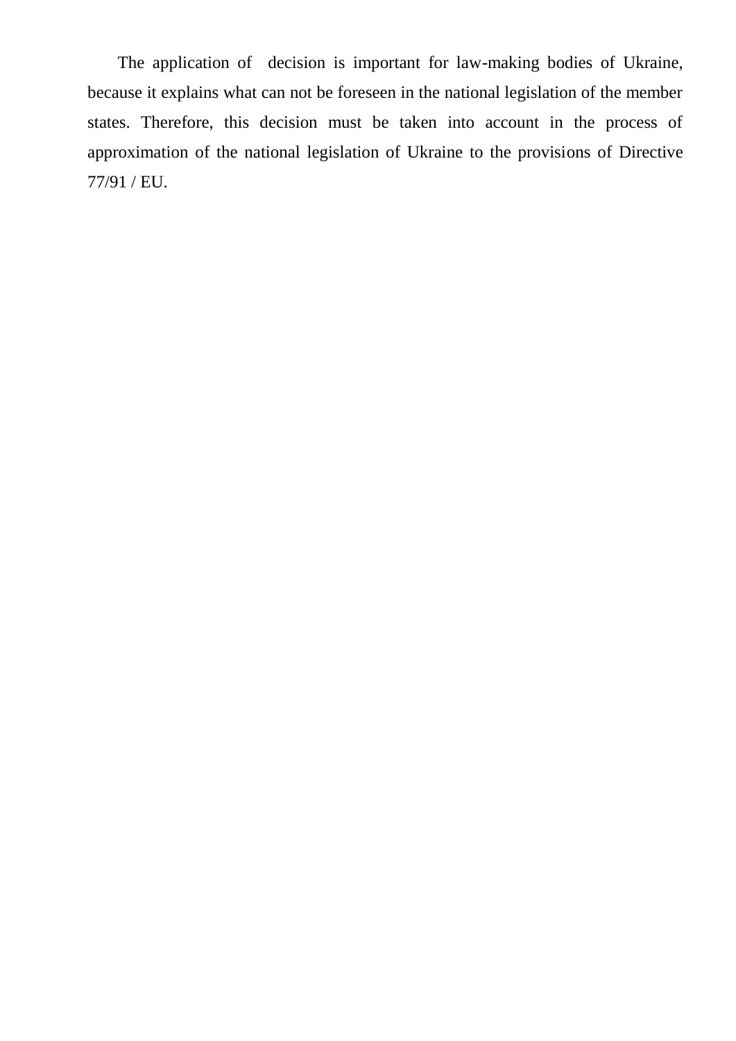The application of  decision is important for law-making bodies of Ukraine, because it explains what can not be foreseen in the national legislation of the member states. Therefore, this decision must be taken into account in the process of approximation of the national legislation of Ukraine to the provisions of Directive 77/91 / EU.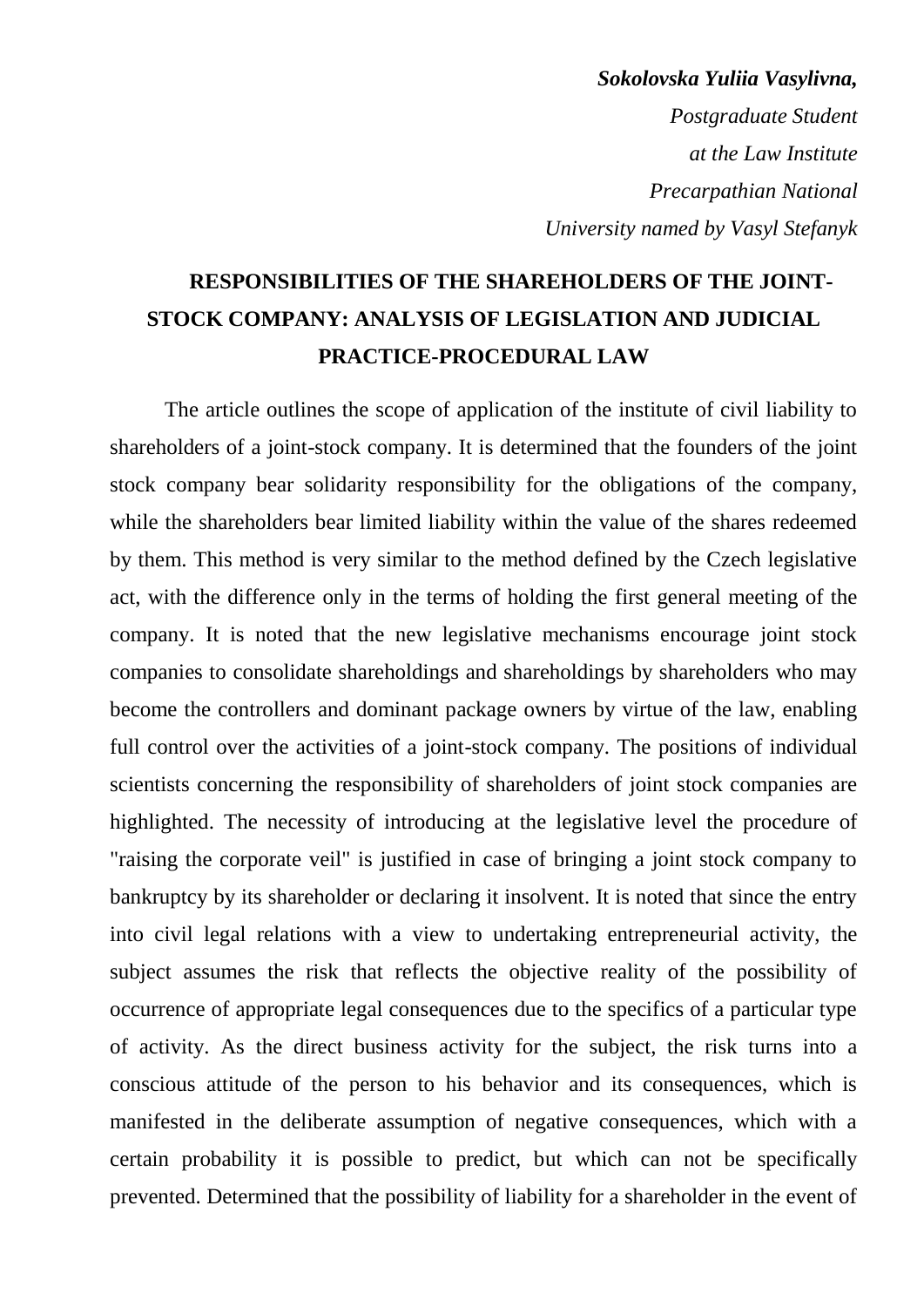*Sokolovska Yuliia Vasylivna,*

*Postgraduate Student*

*at the Law Institute*

*Precarpathian National*

*University named by Vasyl Stefanyk*

## RESPONSIBILITIES OF THE SHAREHOLDERS OF THE JOINT-STOCK COMPANY: ANALYSIS OF LEGISLATION AND JUDICIAL PRACTICE-PROCEDURAL LAW

The article outlines the scope of application of the institute of civil liability to shareholders of a joint-stock company. It is determined that the founders of the joint stock company bear solidarity responsibility for the obligations of the company, while the shareholders bear limited liability within the value of the shares redeemed by them. This method is very similar to the method defined by the Czech legislative act, with the difference only in the terms of holding the first general meeting of the company. It is noted that the new legislative mechanisms encourage joint stock companies to consolidate shareholdings and shareholdings by shareholders who may become the controllers and dominant package owners by virtue of the law, enabling full control over the activities of a joint-stock company. The positions of individual scientists concerning the responsibility of shareholders of joint stock companies are highlighted. The necessity of introducing at the legislative level the procedure of "raising the corporate veil" is justified in case of bringing a joint stock company to bankruptcy by its shareholder or declaring it insolvent. It is noted that since the entry into civil legal relations with a view to undertaking entrepreneurial activity, the subject assumes the risk that reflects the objective reality of the possibility of occurrence of appropriate legal consequences due to the specifics of a particular type of activity. As the direct business activity for the subject, the risk turns into a conscious attitude of the person to his behavior and its consequences, which is manifested in the deliberate assumption of negative consequences, which with a certain probability it is possible to predict, but which can not be specifically prevented. Determined that the possibility of liability for a shareholder in the event of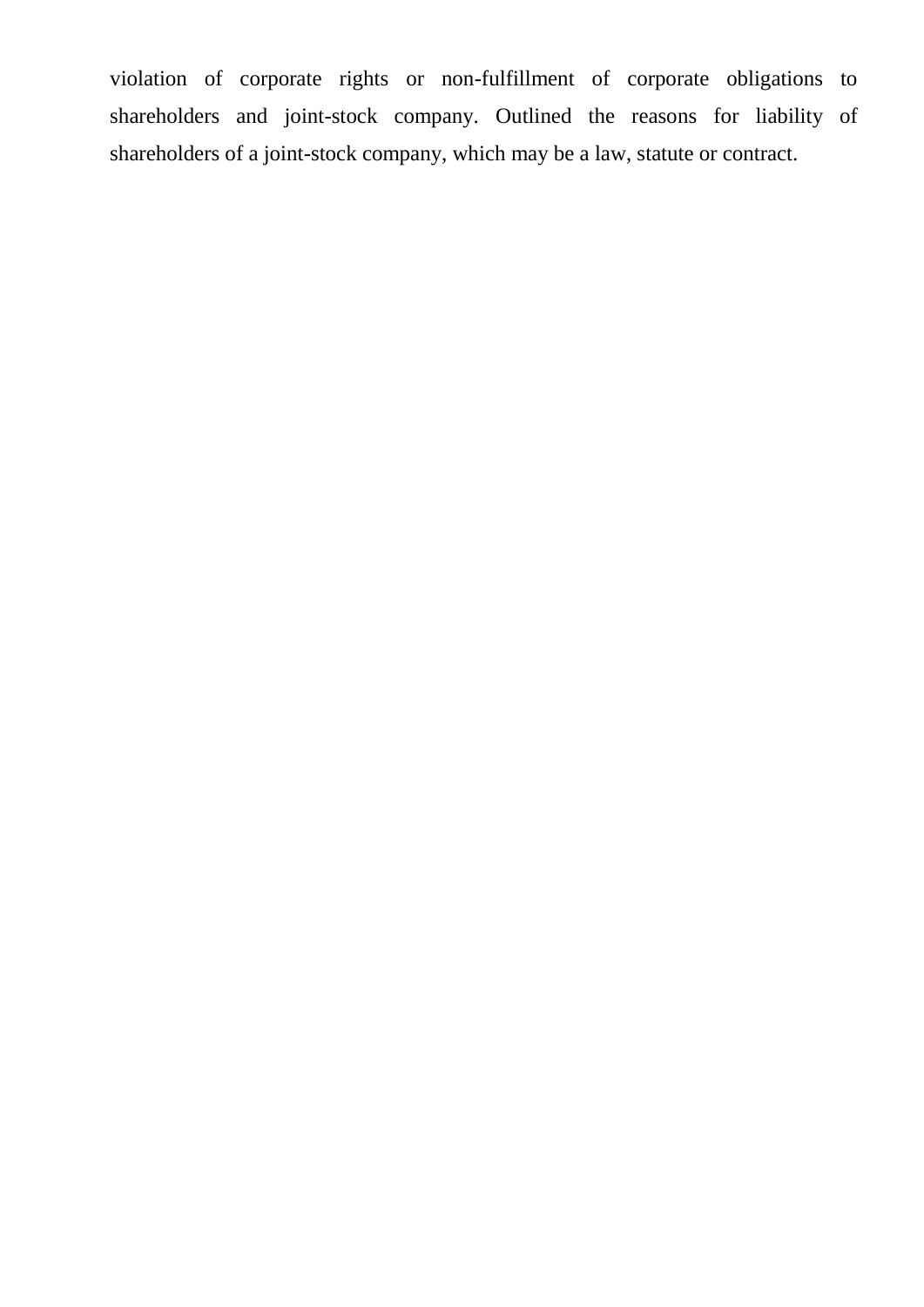violation of corporate rights or non-fulfillment of corporate obligations to shareholders and joint-stock company. Outlined the reasons for liability of shareholders of a joint-stock company, which may be a law, statute or contract.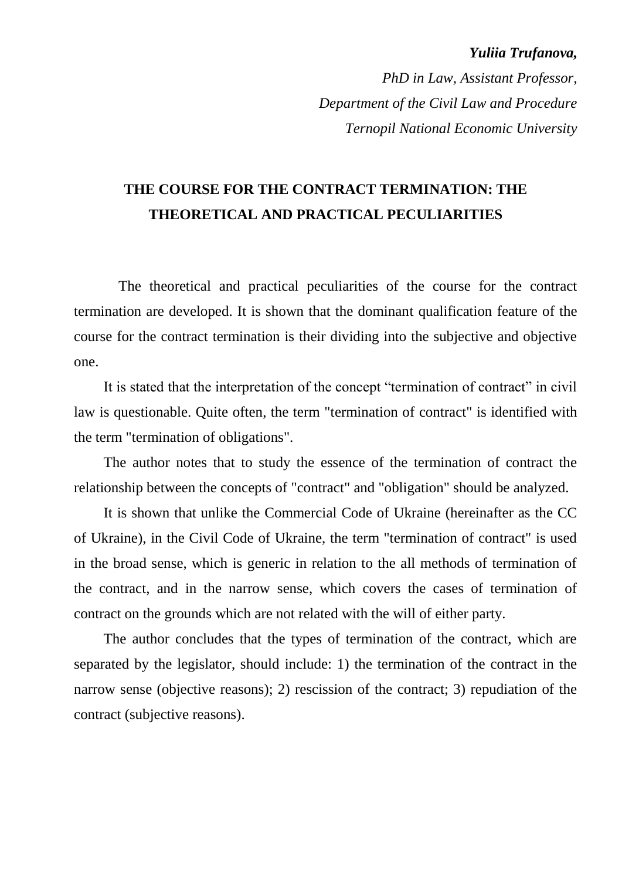***Yuliia Trufanova,***

*PhD in Law, Assistant Professor,*

*Department of the Civil Law and Procedure*

*Ternopil National Economic University*

# THE COURSE FOR THE CONTRACT TERMINATION: THE THEORETICAL AND PRACTICAL PECULIARITIES

The theoretical and practical peculiarities of the course for the contract termination are developed. It is shown that the dominant qualification feature of the course for the contract termination is their dividing into the subjective and objective one.

It is stated that the interpretation of the concept “termination of contract” in civil law is questionable. Quite often, the term "termination of contract" is identified with the term "termination of obligations".

The author notes that to study the essence of the termination of contract the relationship between the concepts of "contract" and "obligation" should be analyzed.

It is shown that unlike the Commercial Code of Ukraine (hereinafter as the CC of Ukraine), in the Civil Code of Ukraine, the term "termination of contract" is used in the broad sense, which is generic in relation to the all methods of termination of the contract, and in the narrow sense, which covers the cases of termination of contract on the grounds which are not related with the will of either party.

The author concludes that the types of termination of the contract, which are separated by the legislator, should include: 1) the termination of the contract in the narrow sense (objective reasons); 2) rescission of the contract; 3) repudiation of the contract (subjective reasons).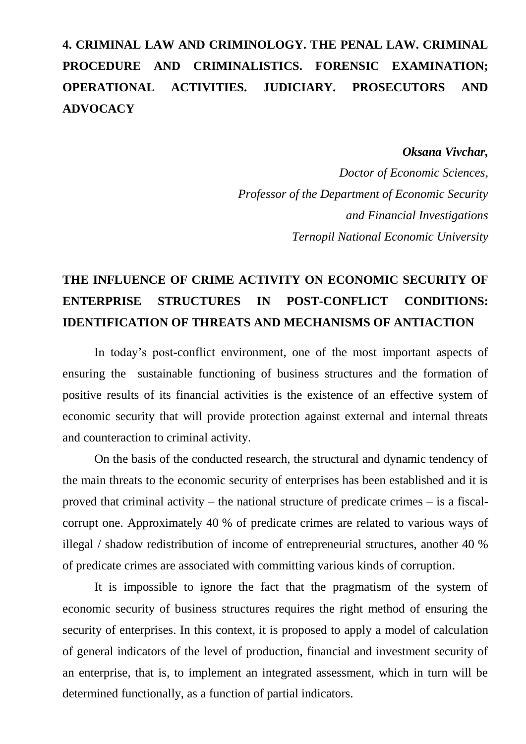# 4. CRIMINAL LAW AND CRIMINOLOGY. THE PENAL LAW. CRIMINAL PROCEDURE AND CRIMINALISTICS. FORENSIC EXAMINATION; OPERATIONAL ACTIVITIES. JUDICIARY. PROSECUTORS AND ADVOCACY

***Oksana Vivchar,***
*Doctor of Economic Sciences,*
*Professor of the Department of Economic Security*
*and Financial Investigations*
*Ternopil National Economic University*

## THE INFLUENCE OF CRIME ACTIVITY ON ECONOMIC SECURITY OF ENTERPRISE STRUCTURES IN POST-CONFLICT CONDITIONS: IDENTIFICATION OF THREATS AND MECHANISMS OF ANTIACTION

In today's post-conflict environment, one of the most important aspects of ensuring the sustainable functioning of business structures and the formation of positive results of its financial activities is the existence of an effective system of economic security that will provide protection against external and internal threats and counteraction to criminal activity.

On the basis of the conducted research, the structural and dynamic tendency of the main threats to the economic security of enterprises has been established and it is proved that criminal activity – the national structure of predicate crimes – is a fiscal-corrupt one. Approximately 40 % of predicate crimes are related to various ways of illegal / shadow redistribution of income of entrepreneurial structures, another 40 % of predicate crimes are associated with committing various kinds of corruption.

It is impossible to ignore the fact that the pragmatism of the system of economic security of business structures requires the right method of ensuring the security of enterprises. In this context, it is proposed to apply a model of calculation of general indicators of the level of production, financial and investment security of an enterprise, that is, to implement an integrated assessment, which in turn will be determined functionally, as a function of partial indicators.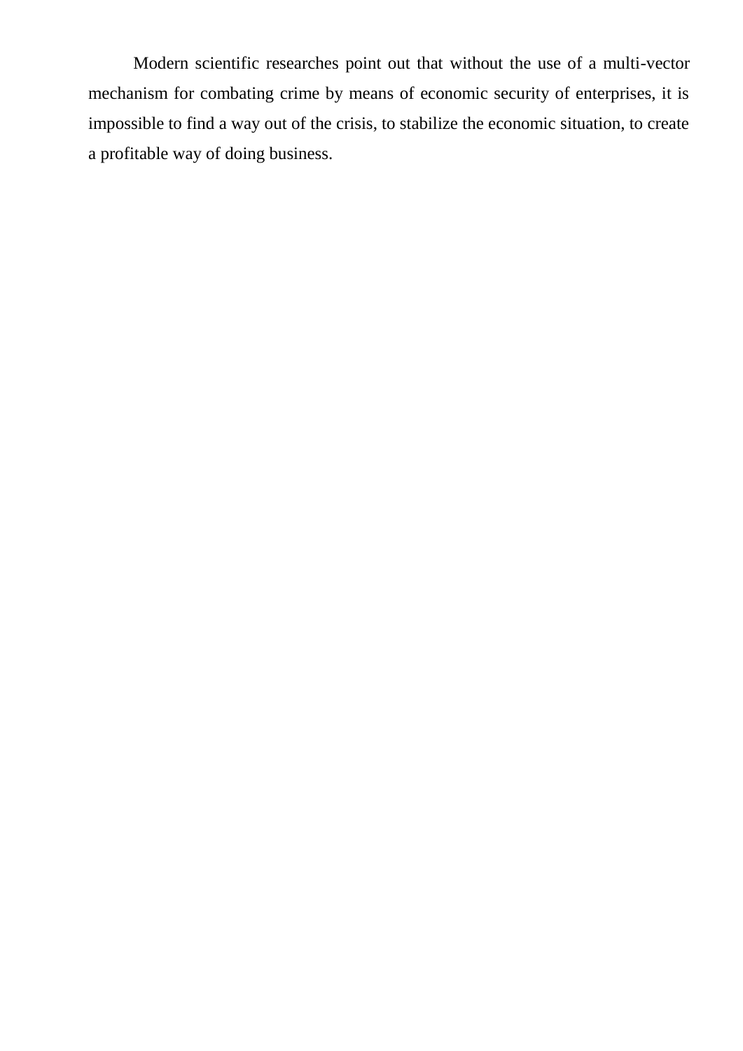Modern scientific researches point out that without the use of a multi-vector mechanism for combating crime by means of economic security of enterprises, it is impossible to find a way out of the crisis, to stabilize the economic situation, to create a profitable way of doing business.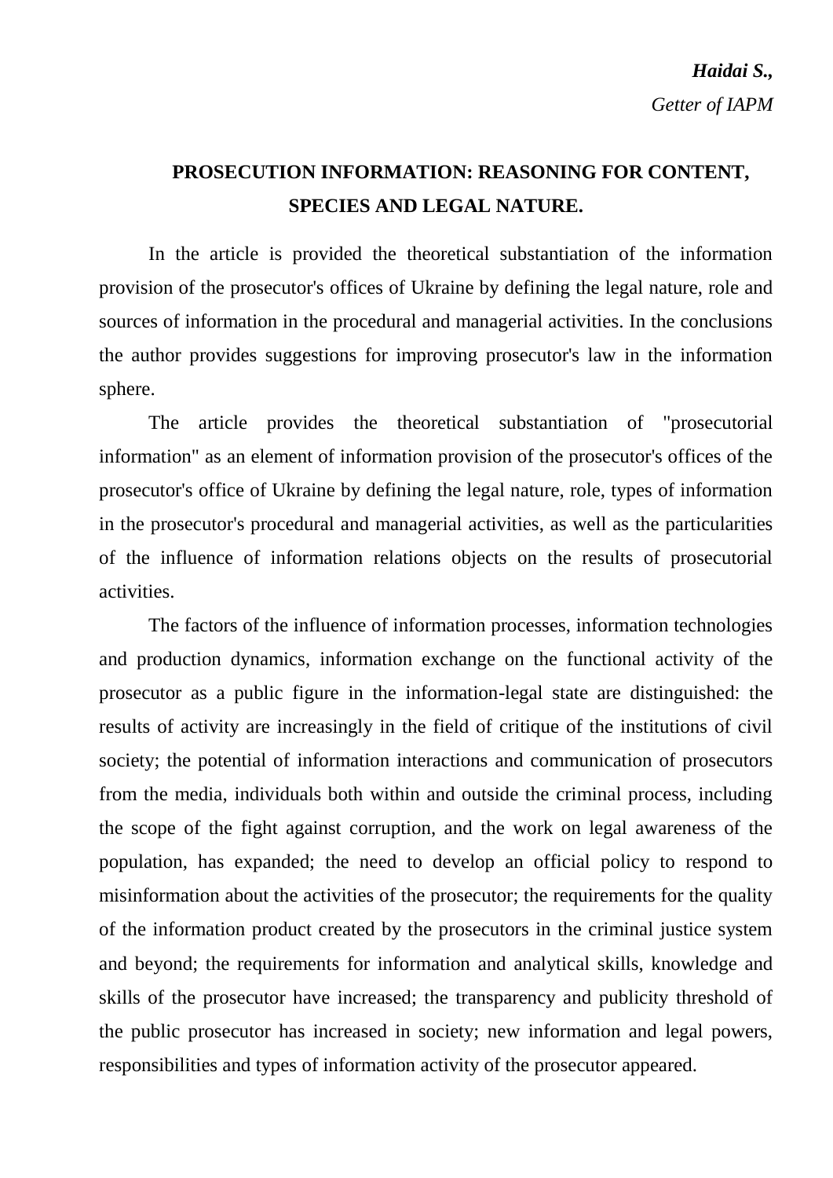***Haidai S.,***

*Getter of IAPM*

## PROSECUTION INFORMATION: REASONING FOR CONTENT, SPECIES AND LEGAL NATURE.

In the article is provided the theoretical substantiation of the information provision of the prosecutor's offices of Ukraine by defining the legal nature, role and sources of information in the procedural and managerial activities. In the conclusions the author provides suggestions for improving prosecutor's law in the information sphere.

The article provides the theoretical substantiation of "prosecutorial information" as an element of information provision of the prosecutor's offices of the prosecutor's office of Ukraine by defining the legal nature, role, types of information in the prosecutor's procedural and managerial activities, as well as the particularities of the influence of information relations objects on the results of prosecutorial activities.

The factors of the influence of information processes, information technologies and production dynamics, information exchange on the functional activity of the prosecutor as a public figure in the information-legal state are distinguished: the results of activity are increasingly in the field of critique of the institutions of civil society; the potential of information interactions and communication of prosecutors from the media, individuals both within and outside the criminal process, including the scope of the fight against corruption, and the work on legal awareness of the population, has expanded; the need to develop an official policy to respond to misinformation about the activities of the prosecutor; the requirements for the quality of the information product created by the prosecutors in the criminal justice system and beyond; the requirements for information and analytical skills, knowledge and skills of the prosecutor have increased; the transparency and publicity threshold of the public prosecutor has increased in society; new information and legal powers, responsibilities and types of information activity of the prosecutor appeared.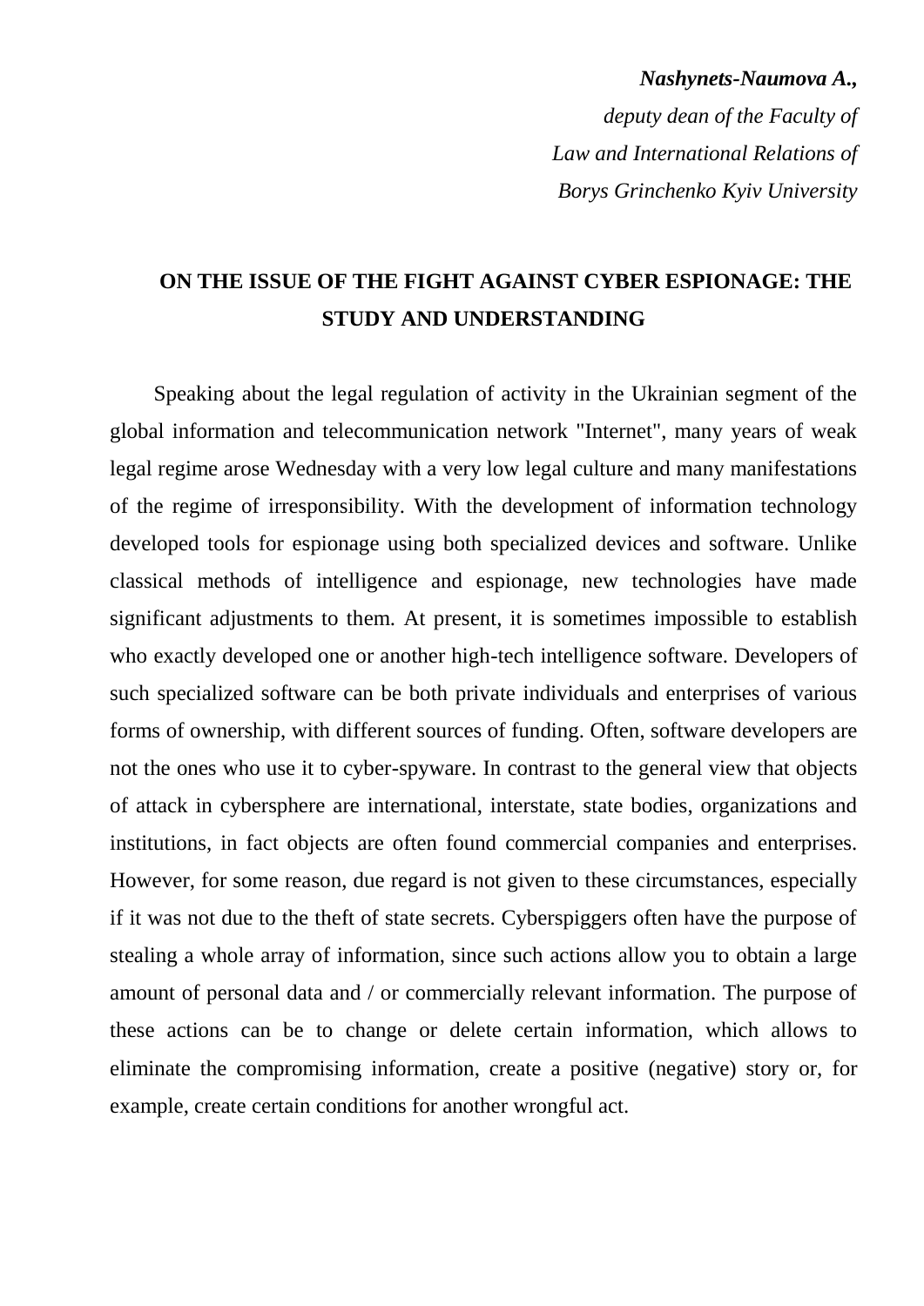***Nashynets-Naumova A.,***
*deputy dean of the Faculty of*
*Law and International Relations of*
*Borys Grinchenko Kyiv University*

## ON THE ISSUE OF THE FIGHT AGAINST CYBER ESPIONAGE: THE STUDY AND UNDERSTANDING

Speaking about the legal regulation of activity in the Ukrainian segment of the global information and telecommunication network "Internet", many years of weak legal regime arose Wednesday with a very low legal culture and many manifestations of the regime of irresponsibility. With the development of information technology developed tools for espionage using both specialized devices and software. Unlike classical methods of intelligence and espionage, new technologies have made significant adjustments to them. At present, it is sometimes impossible to establish who exactly developed one or another high-tech intelligence software. Developers of such specialized software can be both private individuals and enterprises of various forms of ownership, with different sources of funding. Often, software developers are not the ones who use it to cyber-spyware. In contrast to the general view that objects of attack in cybersphere are international, interstate, state bodies, organizations and institutions, in fact objects are often found commercial companies and enterprises. However, for some reason, due regard is not given to these circumstances, especially if it was not due to the theft of state secrets. Cyberspiggers often have the purpose of stealing a whole array of information, since such actions allow you to obtain a large amount of personal data and / or commercially relevant information. The purpose of these actions can be to change or delete certain information, which allows to eliminate the compromising information, create a positive (negative) story or, for example, create certain conditions for another wrongful act.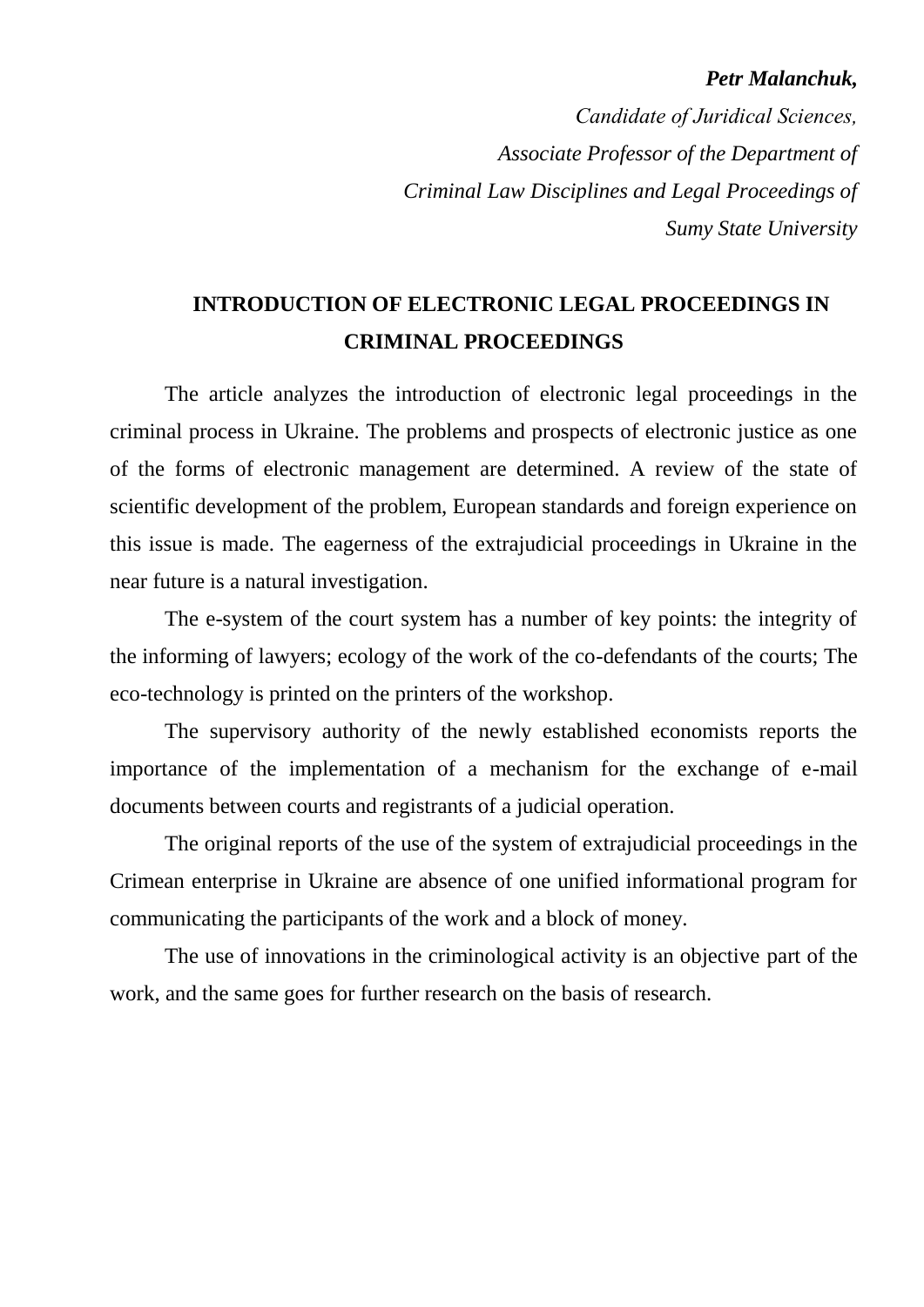***Petr Malanchuk,***

*Candidate of Juridical Sciences,*

*Associate Professor of the Department of*

*Criminal Law Disciplines and Legal Proceedings of*

*Sumy State University*

# INTRODUCTION OF ELECTRONIC LEGAL PROCEEDINGS IN CRIMINAL PROCEEDINGS

The article analyzes the introduction of electronic legal proceedings in the criminal process in Ukraine. The problems and prospects of electronic justice as one of the forms of electronic management are determined. A review of the state of scientific development of the problem, European standards and foreign experience on this issue is made. The eagerness of the extrajudicial proceedings in Ukraine in the near future is a natural investigation.

The e-system of the court system has a number of key points: the integrity of the informing of lawyers; ecology of the work of the co-defendants of the courts; The eco-technology is printed on the printers of the workshop.

The supervisory authority of the newly established economists reports the importance of the implementation of a mechanism for the exchange of e-mail documents between courts and registrants of a judicial operation.

The original reports of the use of the system of extrajudicial proceedings in the Crimean enterprise in Ukraine are absence of one unified informational program for communicating the participants of the work and a block of money.

The use of innovations in the criminological activity is an objective part of the work, and the same goes for further research on the basis of research.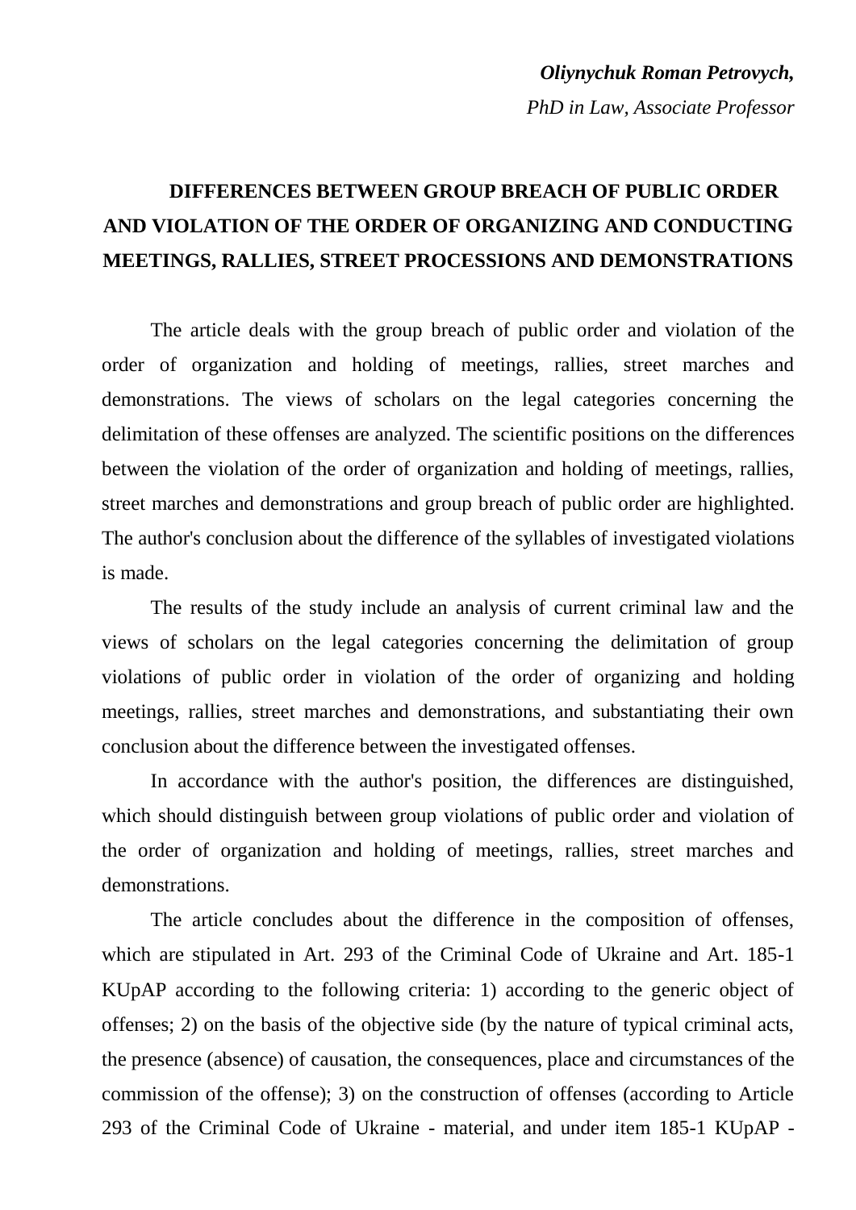***Oliynychuk Roman Petrovych,***

*PhD in Law, Associate Professor*

## DIFFERENCES BETWEEN GROUP BREACH OF PUBLIC ORDER AND VIOLATION OF THE ORDER OF ORGANIZING AND CONDUCTING MEETINGS, RALLIES, STREET PROCESSIONS AND DEMONSTRATIONS

The article deals with the group breach of public order and violation of the order of organization and holding of meetings, rallies, street marches and demonstrations. The views of scholars on the legal categories concerning the delimitation of these offenses are analyzed. The scientific positions on the differences between the violation of the order of organization and holding of meetings, rallies, street marches and demonstrations and group breach of public order are highlighted. The author's conclusion about the difference of the syllables of investigated violations is made.

The results of the study include an analysis of current criminal law and the views of scholars on the legal categories concerning the delimitation of group violations of public order in violation of the order of organizing and holding meetings, rallies, street marches and demonstrations, and substantiating their own conclusion about the difference between the investigated offenses.

In accordance with the author's position, the differences are distinguished, which should distinguish between group violations of public order and violation of the order of organization and holding of meetings, rallies, street marches and demonstrations.

The article concludes about the difference in the composition of offenses, which are stipulated in Art. 293 of the Criminal Code of Ukraine and Art. 185-1 KUpAP according to the following criteria: 1) according to the generic object of offenses; 2) on the basis of the objective side (by the nature of typical criminal acts, the presence (absence) of causation, the consequences, place and circumstances of the commission of the offense); 3) on the construction of offenses (according to Article 293 of the Criminal Code of Ukraine - material, and under item 185-1 KUpAP -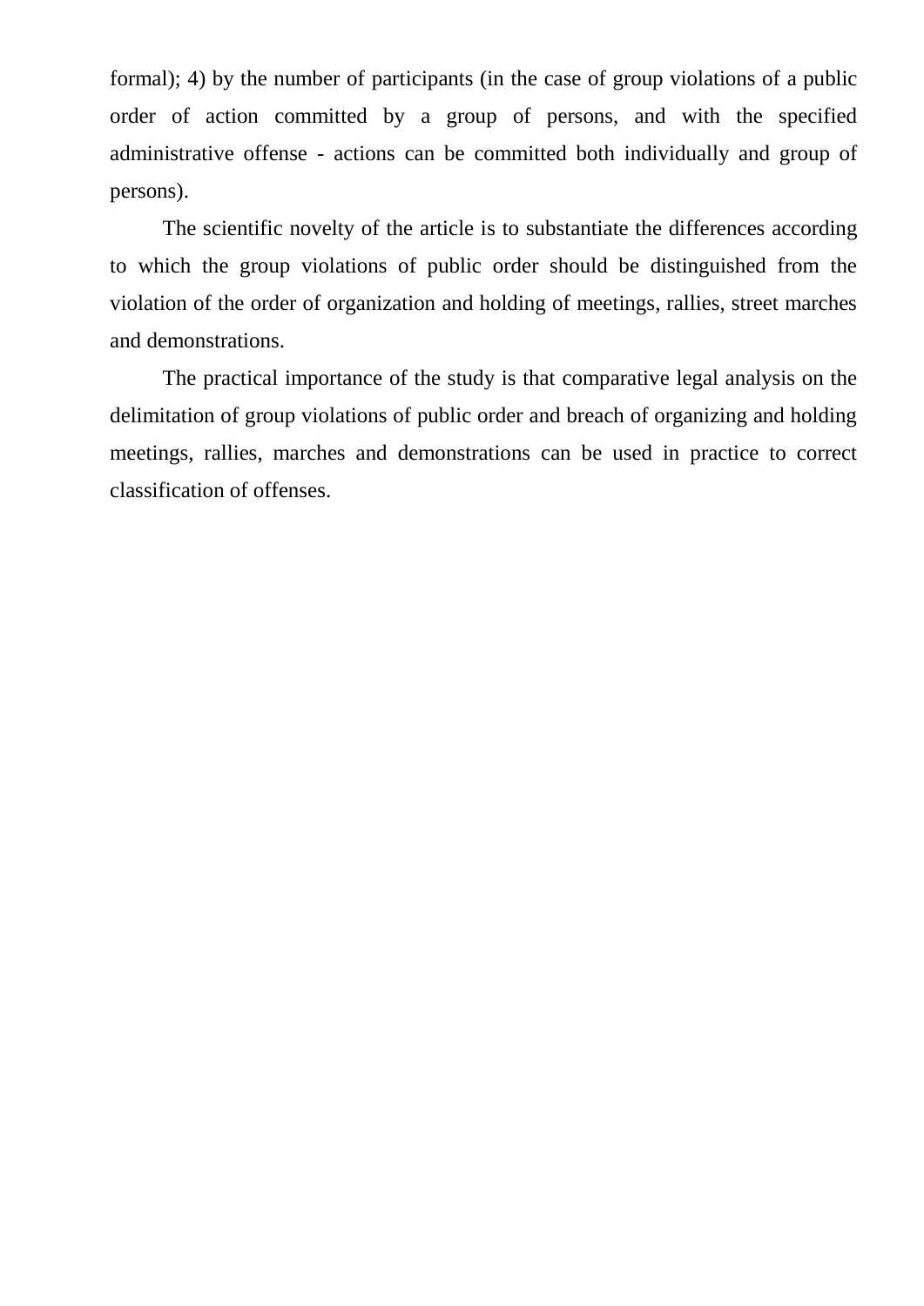formal); 4) by the number of participants (in the case of group violations of a public order of action committed by a group of persons, and with the specified administrative offense - actions can be committed both individually and group of persons).

The scientific novelty of the article is to substantiate the differences according to which the group violations of public order should be distinguished from the violation of the order of organization and holding of meetings, rallies, street marches and demonstrations.

The practical importance of the study is that comparative legal analysis on the delimitation of group violations of public order and breach of organizing and holding meetings, rallies, marches and demonstrations can be used in practice to correct classification of offenses.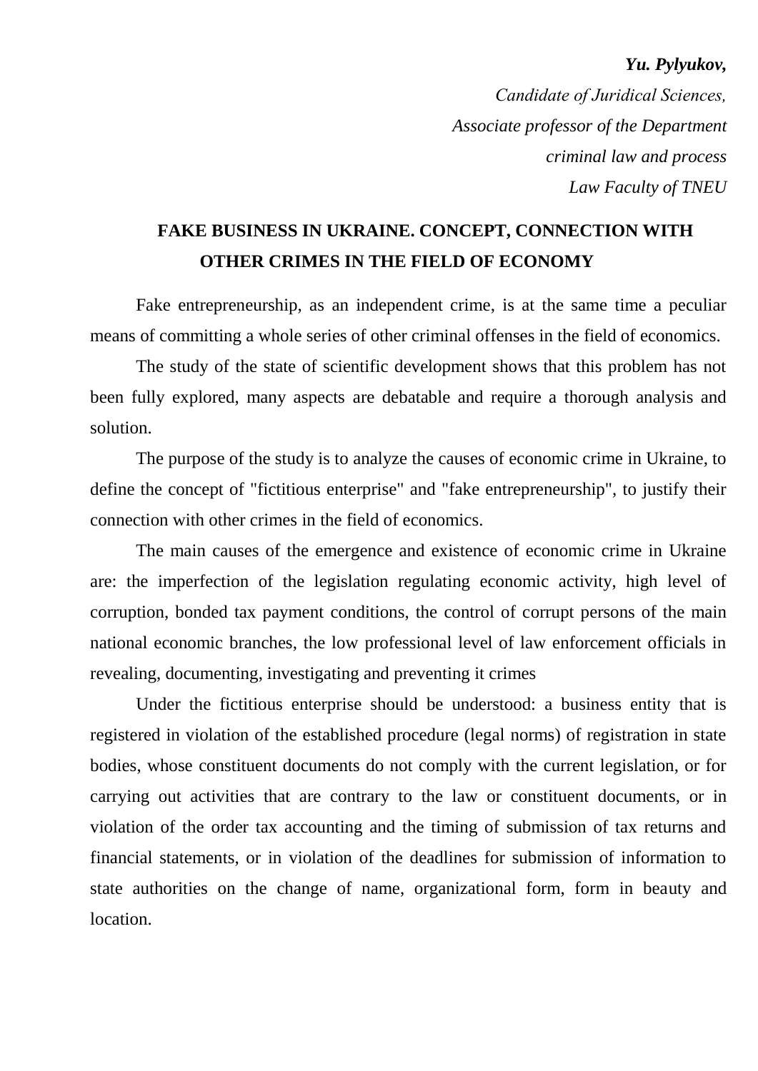***Yu. Pylyukov,***

*Candidate of Juridical Sciences,*
*Associate professor of the Department*
*criminal law and process*
*Law Faculty of TNEU*

## FAKE BUSINESS IN UKRAINE. CONCEPT, CONNECTION WITH OTHER CRIMES IN THE FIELD OF ECONOMY

Fake entrepreneurship, as an independent crime, is at the same time a peculiar means of committing a whole series of other criminal offenses in the field of economics.

The study of the state of scientific development shows that this problem has not been fully explored, many aspects are debatable and require a thorough analysis and solution.

The purpose of the study is to analyze the causes of economic crime in Ukraine, to define the concept of "fictitious enterprise" and "fake entrepreneurship", to justify their connection with other crimes in the field of economics.

The main causes of the emergence and existence of economic crime in Ukraine are: the imperfection of the legislation regulating economic activity, high level of corruption, bonded tax payment conditions, the control of corrupt persons of the main national economic branches, the low professional level of law enforcement officials in revealing, documenting, investigating and preventing it crimes

Under the fictitious enterprise should be understood: a business entity that is registered in violation of the established procedure (legal norms) of registration in state bodies, whose constituent documents do not comply with the current legislation, or for carrying out activities that are contrary to the law or constituent documents, or in violation of the order tax accounting and the timing of submission of tax returns and financial statements, or in violation of the deadlines for submission of information to state authorities on the change of name, organizational form, form in beauty and location.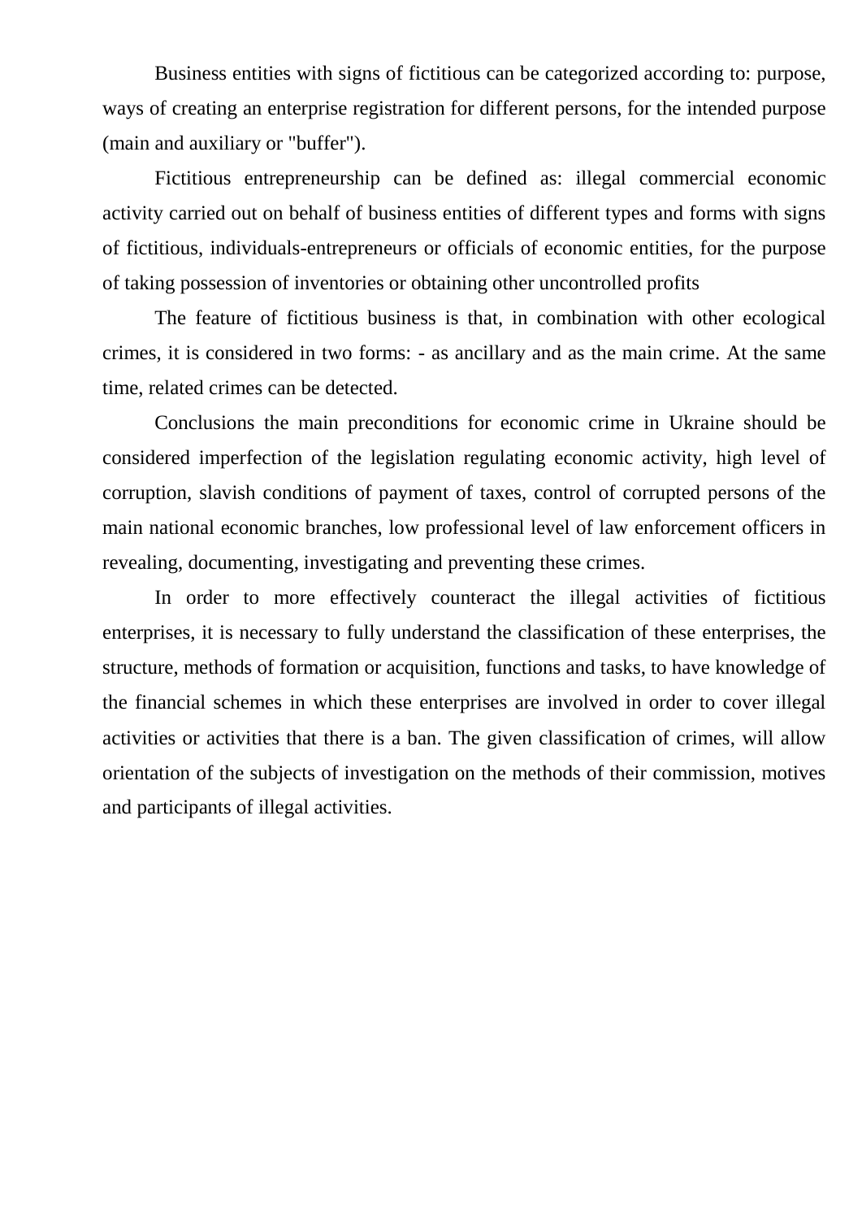Business entities with signs of fictitious can be categorized according to: purpose, ways of creating an enterprise registration for different persons, for the intended purpose (main and auxiliary or "buffer").

Fictitious entrepreneurship can be defined as: illegal commercial economic activity carried out on behalf of business entities of different types and forms with signs of fictitious, individuals-entrepreneurs or officials of economic entities, for the purpose of taking possession of inventories or obtaining other uncontrolled profits

The feature of fictitious business is that, in combination with other ecological crimes, it is considered in two forms: - as ancillary and as the main crime. At the same time, related crimes can be detected.

Conclusions the main preconditions for economic crime in Ukraine should be considered imperfection of the legislation regulating economic activity, high level of corruption, slavish conditions of payment of taxes, control of corrupted persons of the main national economic branches, low professional level of law enforcement officers in revealing, documenting, investigating and preventing these crimes.

In order to more effectively counteract the illegal activities of fictitious enterprises, it is necessary to fully understand the classification of these enterprises, the structure, methods of formation or acquisition, functions and tasks, to have knowledge of the financial schemes in which these enterprises are involved in order to cover illegal activities or activities that there is a ban. The given classification of crimes, will allow orientation of the subjects of investigation on the methods of their commission, motives and participants of illegal activities.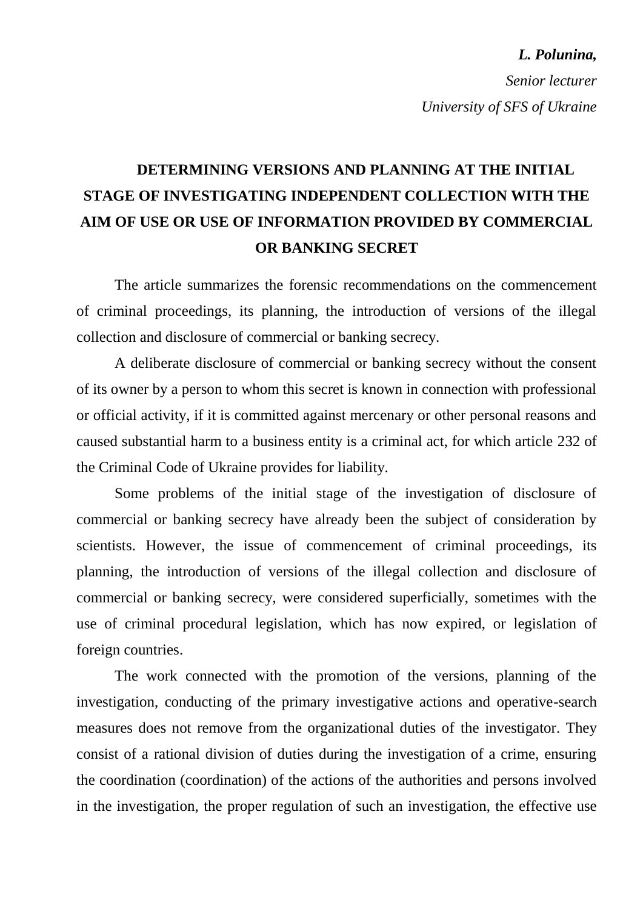***L. Polunina,***

*Senior lecturer*

*University of SFS of Ukraine*

# DETERMINING VERSIONS AND PLANNING AT THE INITIAL STAGE OF INVESTIGATING INDEPENDENT COLLECTION WITH THE AIM OF USE OR USE OF INFORMATION PROVIDED BY COMMERCIAL OR BANKING SECRET

The article summarizes the forensic recommendations on the commencement of criminal proceedings, its planning, the introduction of versions of the illegal collection and disclosure of commercial or banking secrecy.

A deliberate disclosure of commercial or banking secrecy without the consent of its owner by a person to whom this secret is known in connection with professional or official activity, if it is committed against mercenary or other personal reasons and caused substantial harm to a business entity is a criminal act, for which article 232 of the Criminal Code of Ukraine provides for liability.

Some problems of the initial stage of the investigation of disclosure of commercial or banking secrecy have already been the subject of consideration by scientists. However, the issue of commencement of criminal proceedings, its planning, the introduction of versions of the illegal collection and disclosure of commercial or banking secrecy, were considered superficially, sometimes with the use of criminal procedural legislation, which has now expired, or legislation of foreign countries.

The work connected with the promotion of the versions, planning of the investigation, conducting of the primary investigative actions and operative-search measures does not remove from the organizational duties of the investigator. They consist of a rational division of duties during the investigation of a crime, ensuring the coordination (coordination) of the actions of the authorities and persons involved in the investigation, the proper regulation of such an investigation, the effective use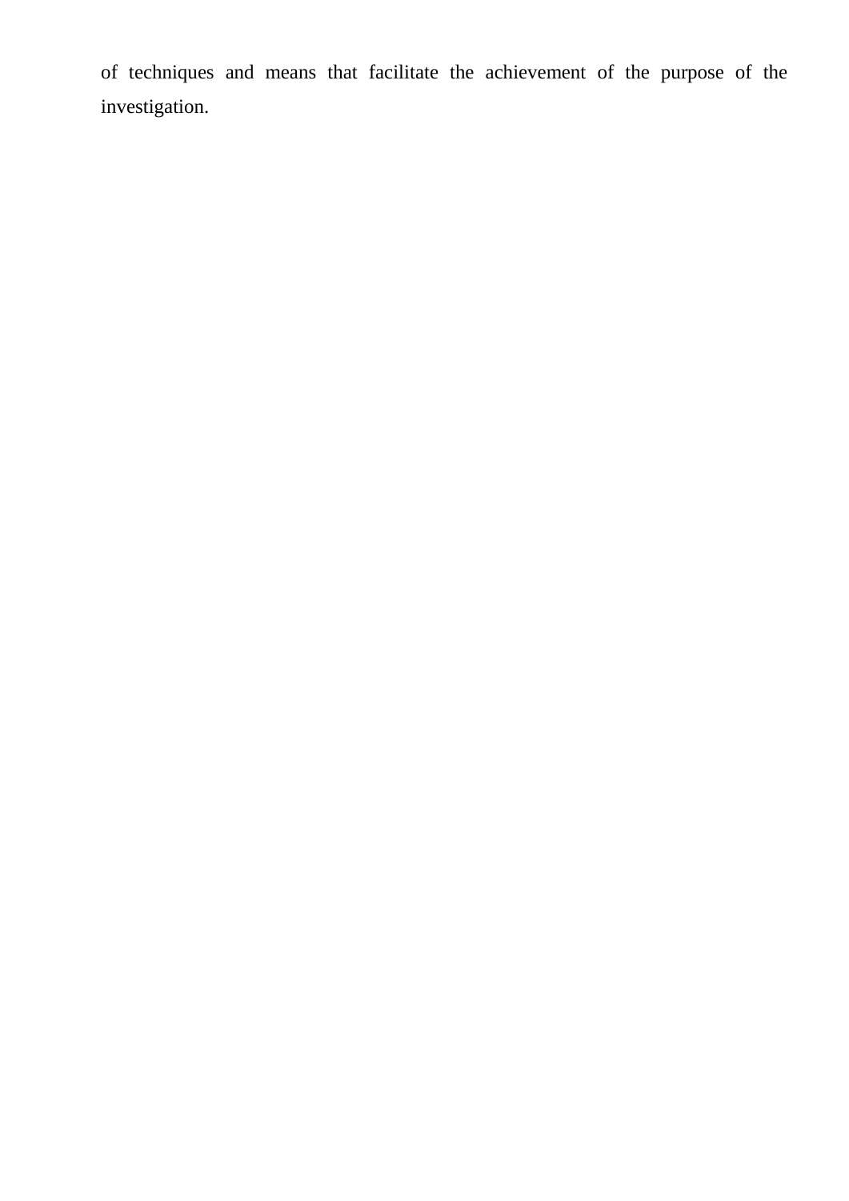of techniques and means that facilitate the achievement of the purpose of the investigation.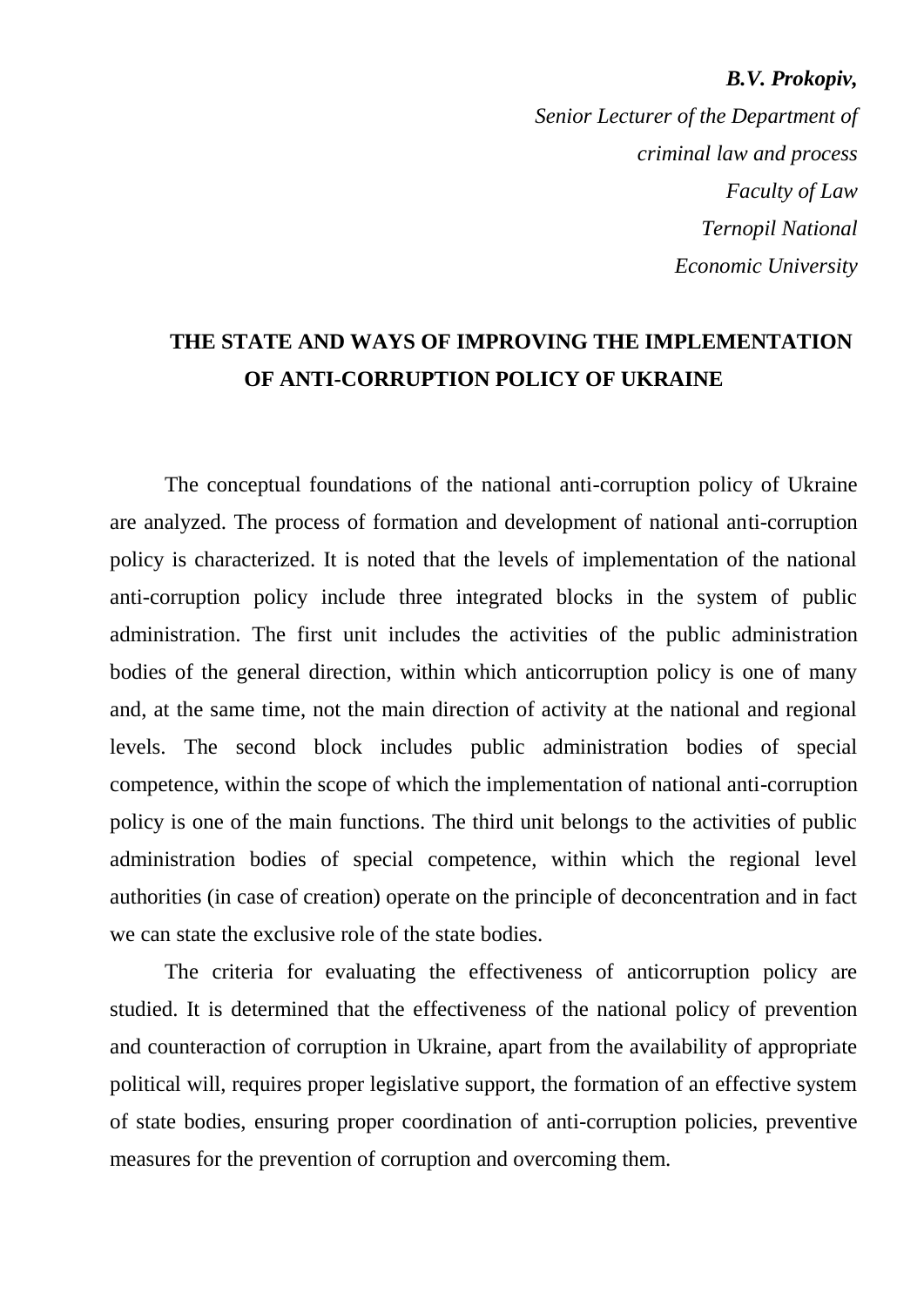***B.V. Prokopiv,***

*Senior Lecturer of the Department of criminal law and process*

*Faculty of Law*

*Ternopil National Economic University*

# THE STATE AND WAYS OF IMPROVING THE IMPLEMENTATION OF ANTI-CORRUPTION POLICY OF UKRAINE

The conceptual foundations of the national anti-corruption policy of Ukraine are analyzed. The process of formation and development of national anti-corruption policy is characterized. It is noted that the levels of implementation of the national anti-corruption policy include three integrated blocks in the system of public administration. The first unit includes the activities of the public administration bodies of the general direction, within which anticorruption policy is one of many and, at the same time, not the main direction of activity at the national and regional levels. The second block includes public administration bodies of special competence, within the scope of which the implementation of national anti-corruption policy is one of the main functions. The third unit belongs to the activities of public administration bodies of special competence, within which the regional level authorities (in case of creation) operate on the principle of deconcentration and in fact we can state the exclusive role of the state bodies.

The criteria for evaluating the effectiveness of anticorruption policy are studied. It is determined that the effectiveness of the national policy of prevention and counteraction of corruption in Ukraine, apart from the availability of appropriate political will, requires proper legislative support, the formation of an effective system of state bodies, ensuring proper coordination of anti-corruption policies, preventive measures for the prevention of corruption and overcoming them.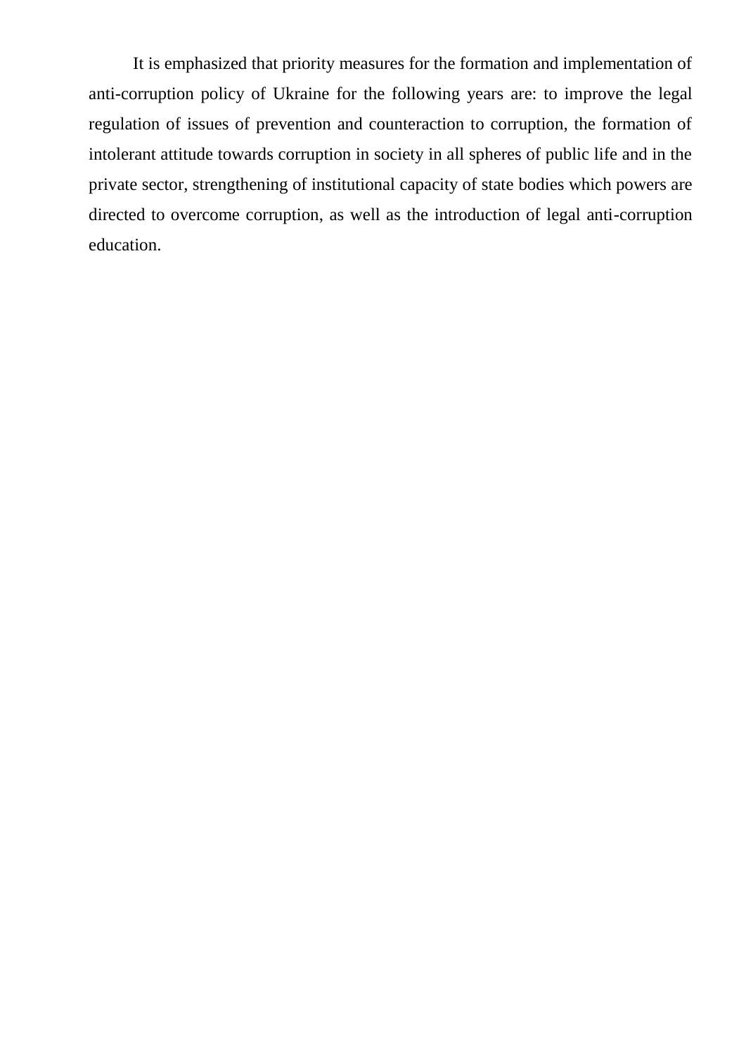It is emphasized that priority measures for the formation and implementation of anti-corruption policy of Ukraine for the following years are: to improve the legal regulation of issues of prevention and counteraction to corruption, the formation of intolerant attitude towards corruption in society in all spheres of public life and in the private sector, strengthening of institutional capacity of state bodies which powers are directed to overcome corruption, as well as the introduction of legal anti-corruption education.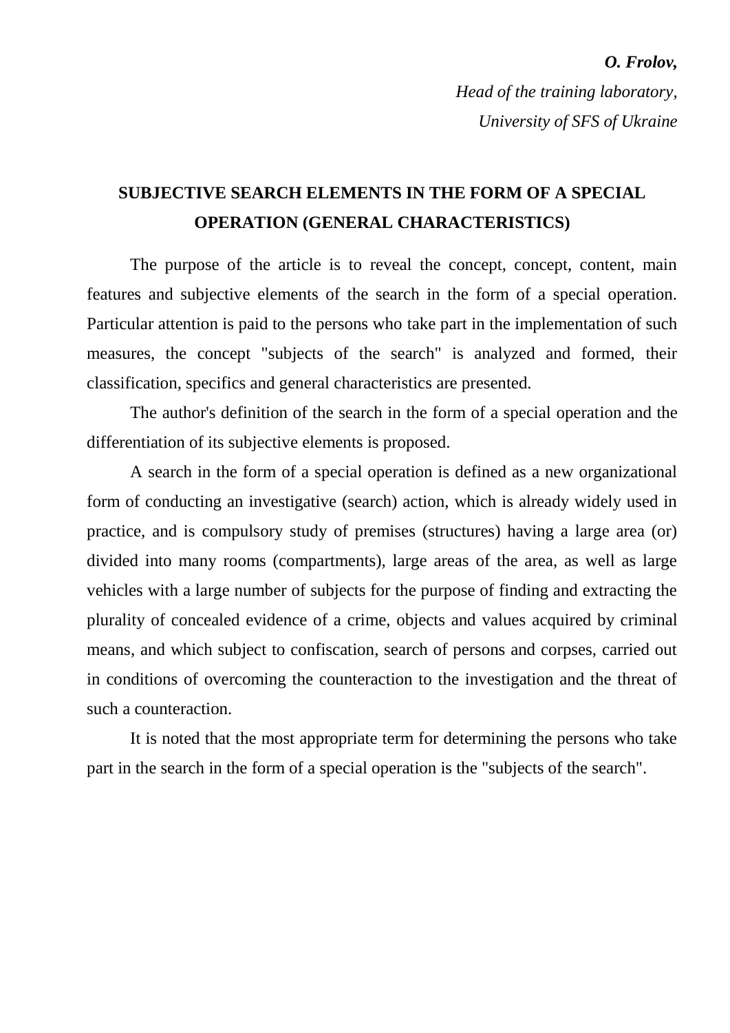***O. Frolov,***

*Head of the training laboratory,*

*University of SFS of Ukraine*

# SUBJECTIVE SEARCH ELEMENTS IN THE FORM OF A SPECIAL OPERATION (GENERAL CHARACTERISTICS)

The purpose of the article is to reveal the concept, concept, content, main features and subjective elements of the search in the form of a special operation. Particular attention is paid to the persons who take part in the implementation of such measures, the concept "subjects of the search" is analyzed and formed, their classification, specifics and general characteristics are presented.

The author's definition of the search in the form of a special operation and the differentiation of its subjective elements is proposed.

A search in the form of a special operation is defined as a new organizational form of conducting an investigative (search) action, which is already widely used in practice, and is compulsory study of premises (structures) having a large area (or) divided into many rooms (compartments), large areas of the area, as well as large vehicles with a large number of subjects for the purpose of finding and extracting the plurality of concealed evidence of a crime, objects and values acquired by criminal means, and which subject to confiscation, search of persons and corpses, carried out in conditions of overcoming the counteraction to the investigation and the threat of such a counteraction.

It is noted that the most appropriate term for determining the persons who take part in the search in the form of a special operation is the "subjects of the search".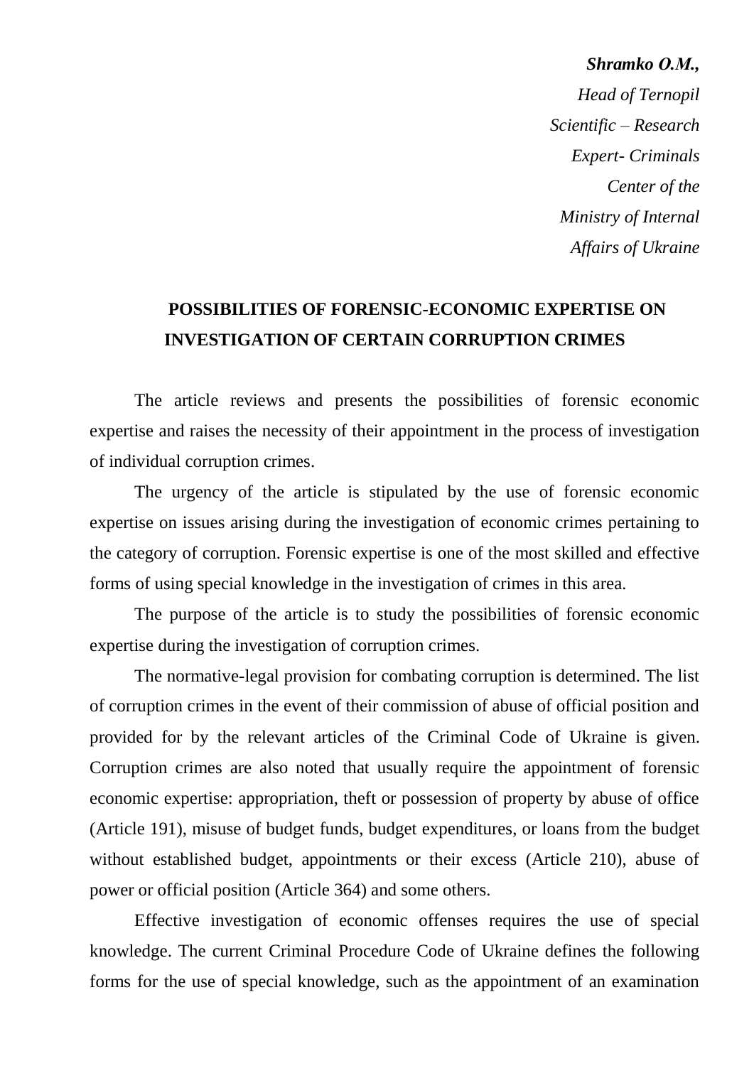***Shramko O.M.,***

*Head of Ternopil*
*Scientific – Research*
*Expert- Criminals*
*Center of the*
*Ministry of Internal*
*Affairs of Ukraine*

## POSSIBILITIES OF FORENSIC-ECONOMIC EXPERTISE ON INVESTIGATION OF CERTAIN CORRUPTION CRIMES

The article reviews and presents the possibilities of forensic economic expertise and raises the necessity of their appointment in the process of investigation of individual corruption crimes.

The urgency of the article is stipulated by the use of forensic economic expertise on issues arising during the investigation of economic crimes pertaining to the category of corruption. Forensic expertise is one of the most skilled and effective forms of using special knowledge in the investigation of crimes in this area.

The purpose of the article is to study the possibilities of forensic economic expertise during the investigation of corruption crimes.

The normative-legal provision for combating corruption is determined. The list of corruption crimes in the event of their commission of abuse of official position and provided for by the relevant articles of the Criminal Code of Ukraine is given. Corruption crimes are also noted that usually require the appointment of forensic economic expertise: appropriation, theft or possession of property by abuse of office (Article 191), misuse of budget funds, budget expenditures, or loans from the budget without established budget, appointments or their excess (Article 210), abuse of power or official position (Article 364) and some others.

Effective investigation of economic offenses requires the use of special knowledge. The current Criminal Procedure Code of Ukraine defines the following forms for the use of special knowledge, such as the appointment of an examination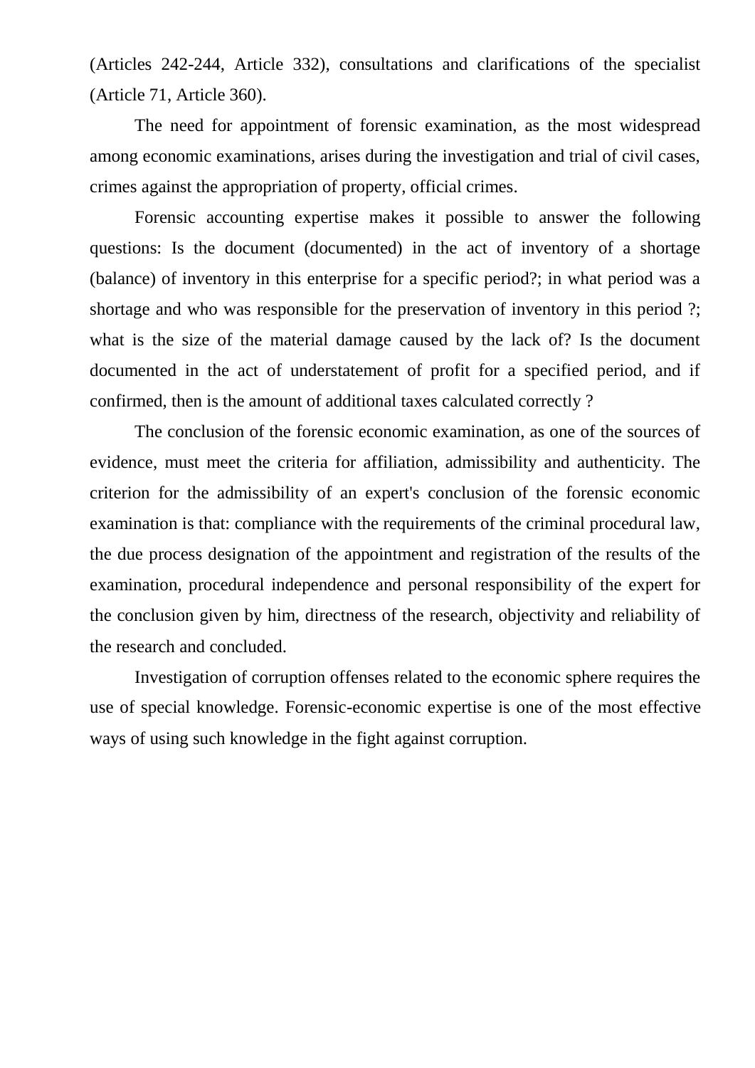(Articles 242-244, Article 332), consultations and clarifications of the specialist (Article 71, Article 360).

The need for appointment of forensic examination, as the most widespread among economic examinations, arises during the investigation and trial of civil cases, crimes against the appropriation of property, official crimes.

Forensic accounting expertise makes it possible to answer the following questions: Is the document (documented) in the act of inventory of a shortage (balance) of inventory in this enterprise for a specific period?; in what period was a shortage and who was responsible for the preservation of inventory in this period ?; what is the size of the material damage caused by the lack of? Is the document documented in the act of understatement of profit for a specified period, and if confirmed, then is the amount of additional taxes calculated correctly ?

The conclusion of the forensic economic examination, as one of the sources of evidence, must meet the criteria for affiliation, admissibility and authenticity. The criterion for the admissibility of an expert's conclusion of the forensic economic examination is that: compliance with the requirements of the criminal procedural law, the due process designation of the appointment and registration of the results of the examination, procedural independence and personal responsibility of the expert for the conclusion given by him, directness of the research, objectivity and reliability of the research and concluded.

Investigation of corruption offenses related to the economic sphere requires the use of special knowledge. Forensic-economic expertise is one of the most effective ways of using such knowledge in the fight against corruption.